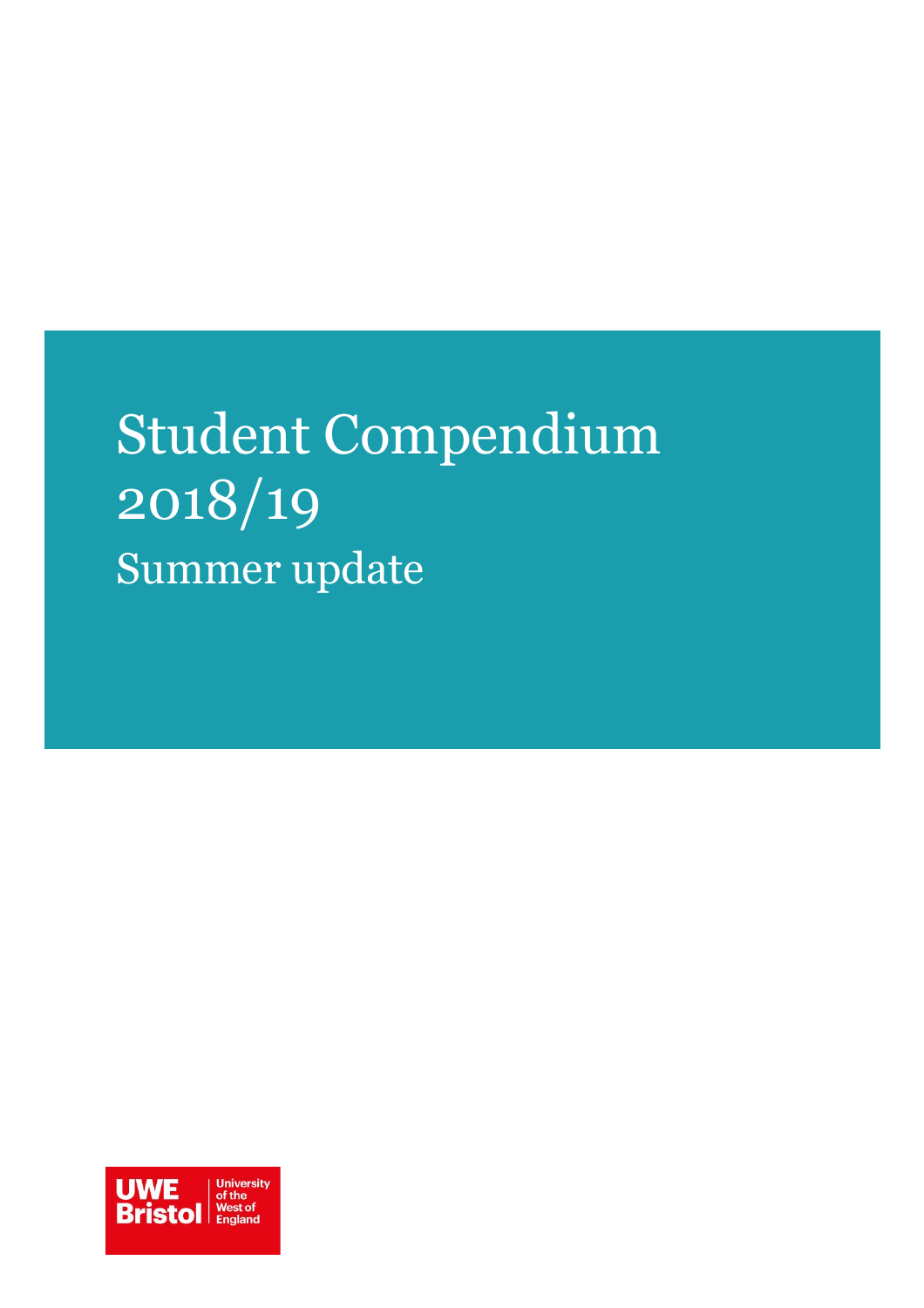# Student Compendium 2018/19

## Summer update

UWE Bristol | University of the West of England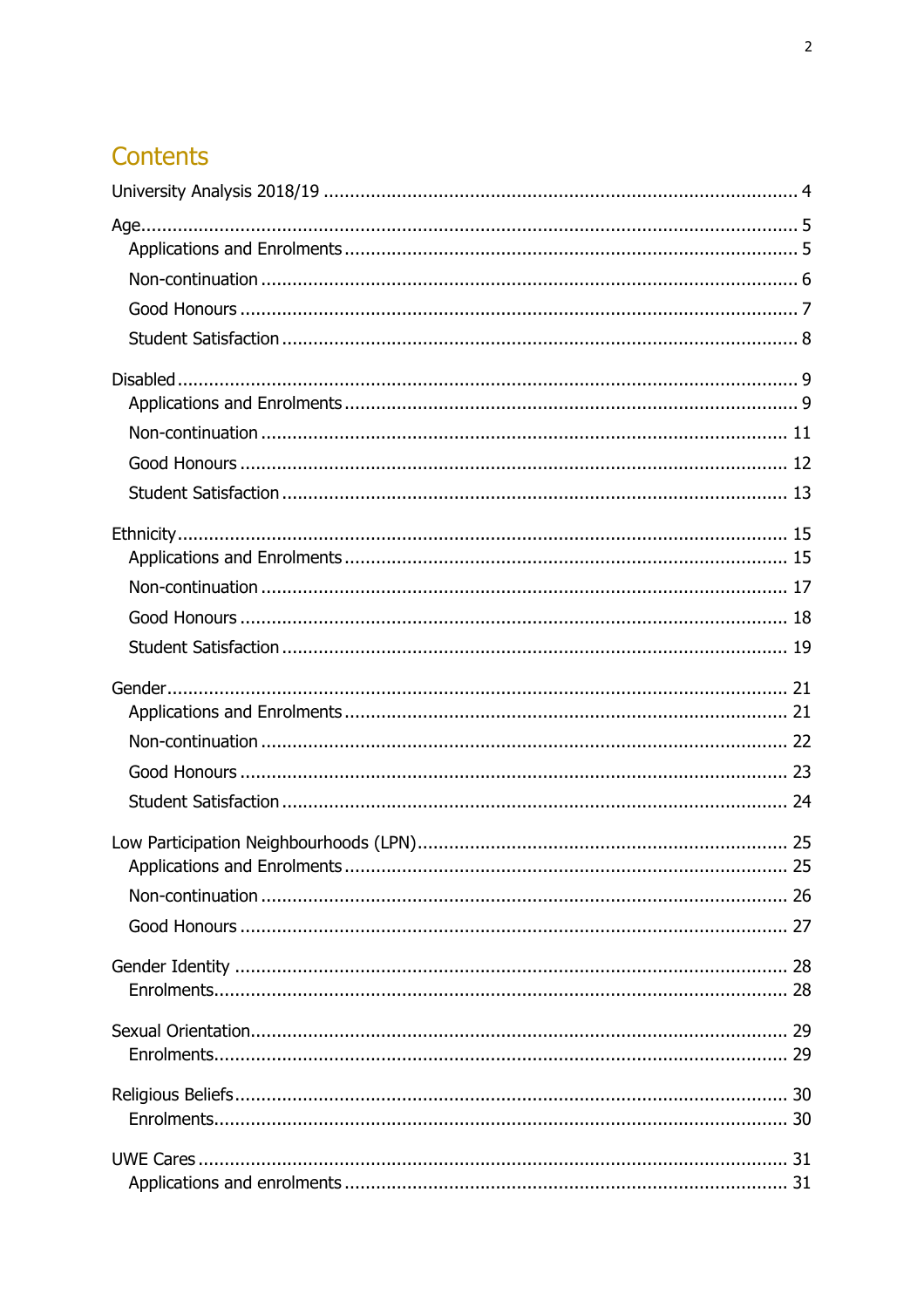# Contents

University Analysis 2018/19 ........................................................................................ 4

Age........................................................................................................................ 5
- Applications and Enrolments ..................................................................... 5
- Non-continuation ........................................................................................ 6
- Good Honours ............................................................................................. 7
- Student Satisfaction ................................................................................... 8

Disabled ................................................................................................................ 9
- Applications and Enrolments ..................................................................... 9
- Non-continuation ...................................................................................... 11
- Good Honours ........................................................................................... 12
- Student Satisfaction ................................................................................. 13

Ethnicity ............................................................................................................... 15
- Applications and Enrolments ................................................................... 15
- Non-continuation ...................................................................................... 17
- Good Honours ........................................................................................... 18
- Student Satisfaction ................................................................................. 19

Gender ................................................................................................................. 21
- Applications and Enrolments ................................................................... 21
- Non-continuation ...................................................................................... 22
- Good Honours ........................................................................................... 23
- Student Satisfaction ................................................................................. 24

Low Participation Neighbourhoods (LPN) ........................................................... 25
- Applications and Enrolments ................................................................... 25
- Non-continuation ...................................................................................... 26
- Good Honours ........................................................................................... 27

Gender Identity .................................................................................................... 28
- Enrolments ................................................................................................ 28

Sexual Orientation ................................................................................................ 29
- Enrolments ................................................................................................ 29

Religious Beliefs ................................................................................................... 30
- Enrolments ................................................................................................ 30

UWE Cares ........................................................................................................... 31
- Applications and enrolments .................................................................... 31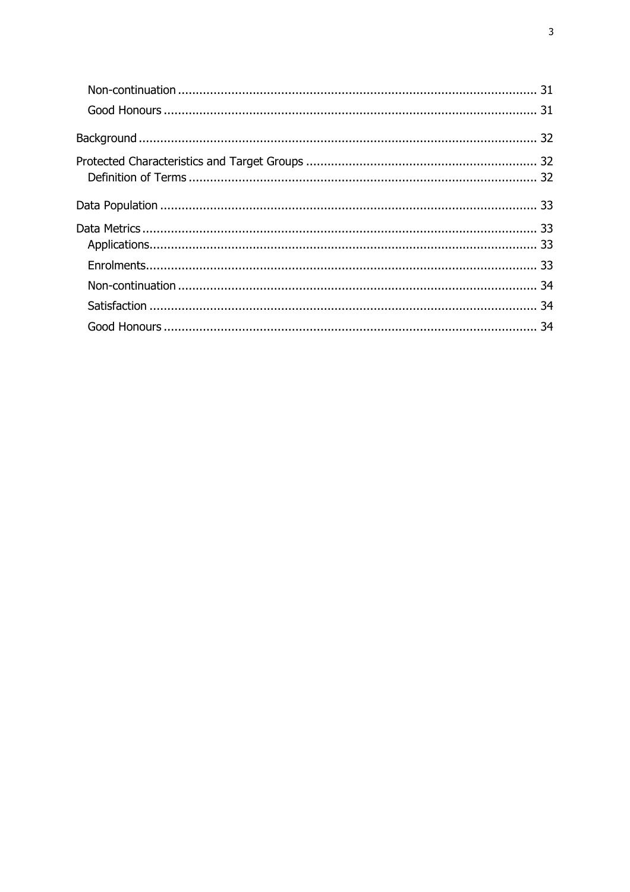Non-continuation ..................................................................................................... 31
Good Honours ........................................................................................................... 31

Background ................................................................................................................ 32

Protected Characteristics and Target Groups ............................................................. 32
Definition of Terms ..................................................................................................... 32

Data Population .......................................................................................................... 33

Data Metrics ............................................................................................................... 33
Applications ................................................................................................................ 33
Enrolments .................................................................................................................. 33
Non-continuation ......................................................................................................... 34
Satisfaction ................................................................................................................. 34
Good Honours ............................................................................................................. 34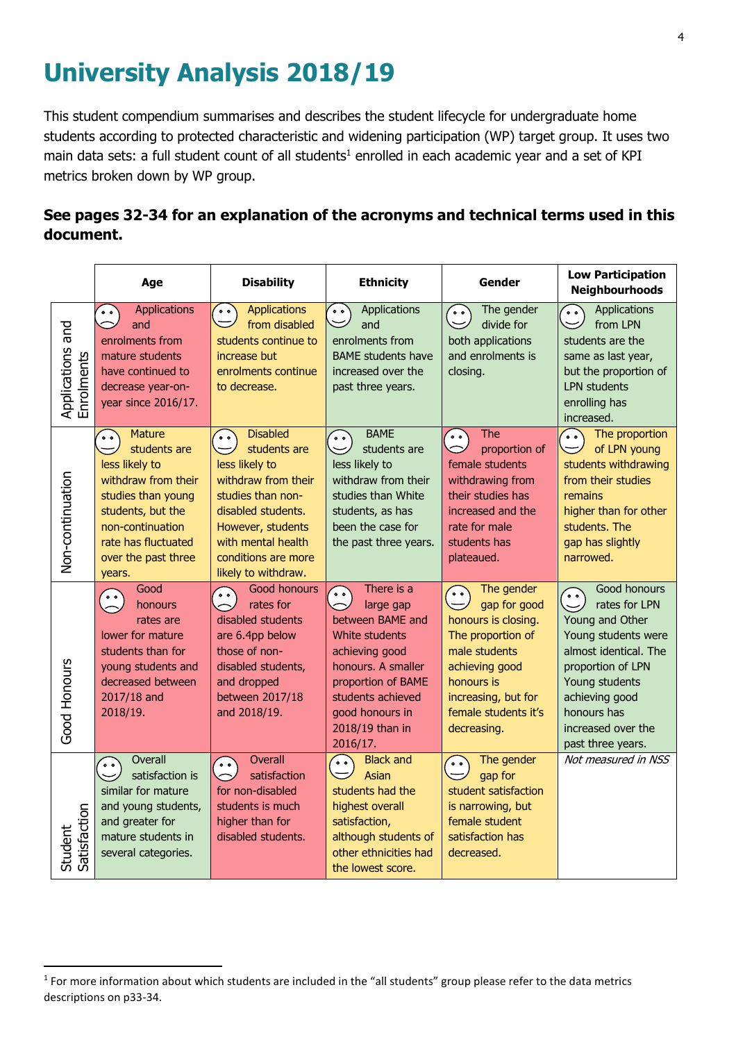# University Analysis 2018/19

This student compendium summarises and describes the student lifecycle for undergraduate home students according to protected characteristic and widening participation (WP) target group. It uses two main data sets: a full student count of all students[1] enrolled in each academic year and a set of KPI metrics broken down by WP group.

**See pages 32-34 for an explanation of the acronyms and technical terms used in this document.**

| | Age | Disability | Ethnicity | Gender | Low Participation Neighbourhoods |
|---|---|---|---|---|---|
| Applications and Enrolments | Applications and enrolments from mature students have continued to decrease year-on-year since 2016/17. | Applications from disabled students continue to increase but enrolments continue to decrease. | Applications and enrolments from BAME students have increased over the past three years. | The gender divide for both applications and enrolments is closing. | Applications from LPN students are the same as last year, but the proportion of LPN students enrolling has increased. |
| Non-continuation | Mature students are less likely to withdraw from their studies than young students, but the non-continuation rate has fluctuated over the past three years. | Disabled students are less likely to withdraw from their studies than non-disabled students. However, students with mental health conditions are more likely to withdraw. | BAME students are less likely to withdraw from their studies than White students, as has been the case for the past three years. | The proportion of female students withdrawing from their studies has increased and the rate for male students has plateaued. | The proportion of LPN young students withdrawing from their studies remains higher than for other students. The gap has slightly narrowed. |
| Good Honours | Good honours rates are lower for mature students than for young students and decreased between 2017/18 and 2018/19. | Good honours rates for disabled students are 6.4pp below those of non-disabled students, and dropped between 2017/18 and 2018/19. | There is a large gap between BAME and White students achieving good honours. A smaller proportion of BAME students achieved good honours in 2018/19 than in 2016/17. | The gender gap for good honours is closing. The proportion of male students achieving good honours is increasing, but for female students it's decreasing. | Good honours rates for LPN Young and Other Young students were almost identical. The proportion of LPN Young students achieving good honours has increased over the past three years. |
| Student Satisfaction | Overall satisfaction is similar for mature and young students, and greater for mature students in several categories. | Overall satisfaction for non-disabled students is much higher than for disabled students. | Black and Asian students had the highest overall satisfaction, although students of other ethnicities had the lowest score. | The gender gap for student satisfaction is narrowing, but female student satisfaction has decreased. | *Not measured in NSS* |

[1] For more information about which students are included in the "all students" group please refer to the data metrics descriptions on p33-34.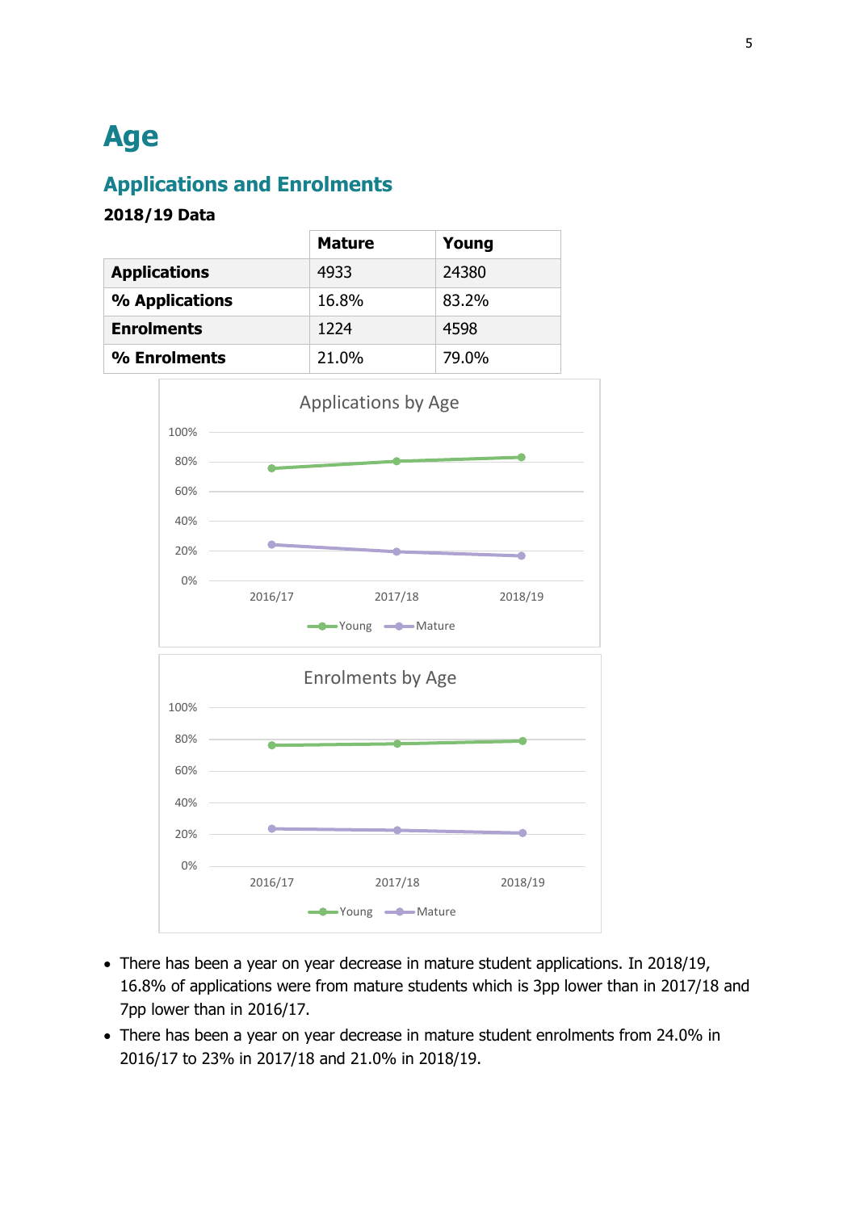# Age

## Applications and Enrolments

**2018/19 Data**

| | Mature | Young |
|---|---|---|
| **Applications** | 4933 | 24380 |
| **% Applications** | 16.8% | 83.2% |
| **Enrolments** | 1224 | 4598 |
| **% Enrolments** | 21.0% | 79.0% |

- There has been a year on year decrease in mature student applications. In 2018/19, 16.8% of applications were from mature students which is 3pp lower than in 2017/18 and 7pp lower than in 2016/17.
- There has been a year on year decrease in mature student enrolments from 24.0% in 2016/17 to 23% in 2017/18 and 21.0% in 2018/19.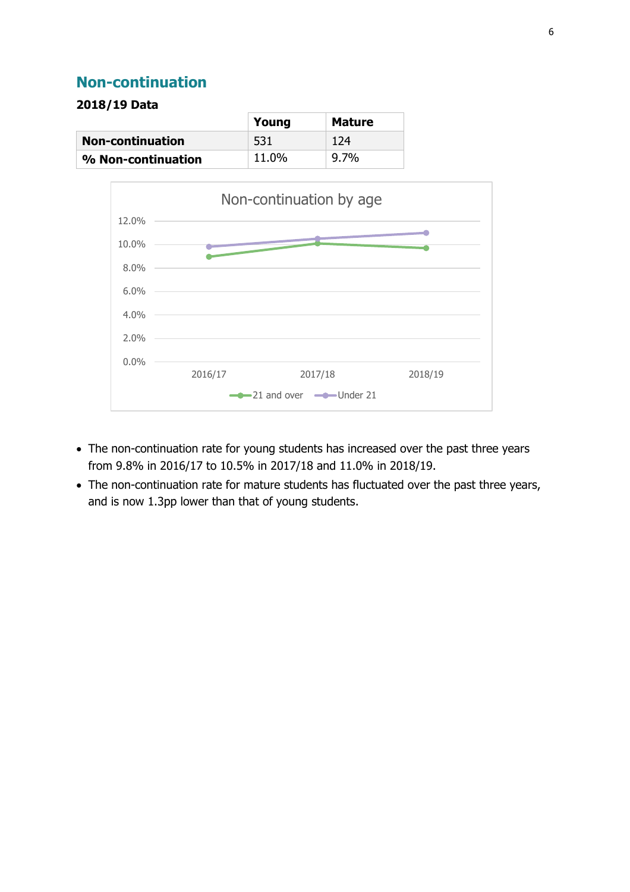## Non-continuation

**2018/19 Data**

| | Young | Mature |
|---|---|---|
| **Non-continuation** | 531 | 124 |
| **% Non-continuation** | 11.0% | 9.7% |

- The non-continuation rate for young students has increased over the past three years from 9.8% in 2016/17 to 10.5% in 2017/18 and 11.0% in 2018/19.
- The non-continuation rate for mature students has fluctuated over the past three years, and is now 1.3pp lower than that of young students.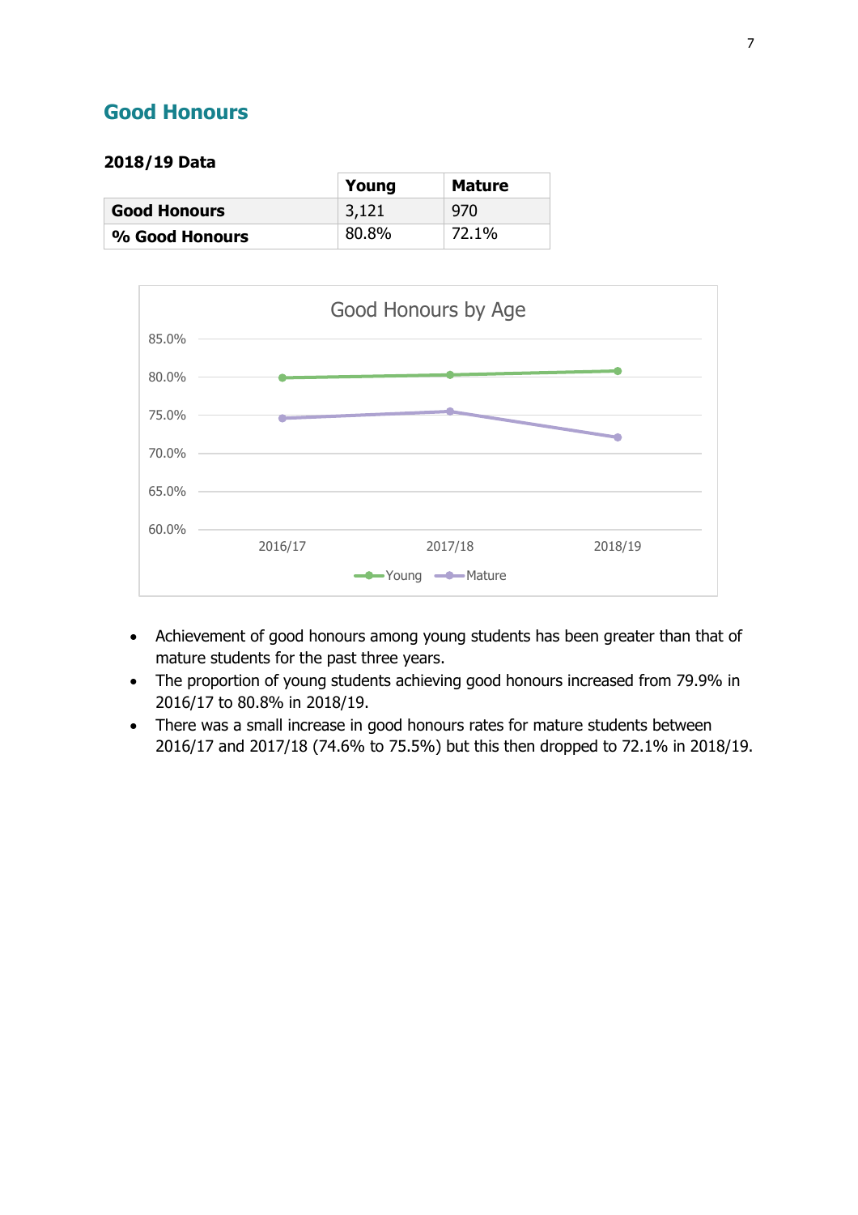## Good Honours

**2018/19 Data**

| | Young | Mature |
|---|---|---|
| **Good Honours** | 3,121 | 970 |
| **% Good Honours** | 80.8% | 72.1% |

- Achievement of good honours among young students has been greater than that of mature students for the past three years.
- The proportion of young students achieving good honours increased from 79.9% in 2016/17 to 80.8% in 2018/19.
- There was a small increase in good honours rates for mature students between 2016/17 and 2017/18 (74.6% to 75.5%) but this then dropped to 72.1% in 2018/19.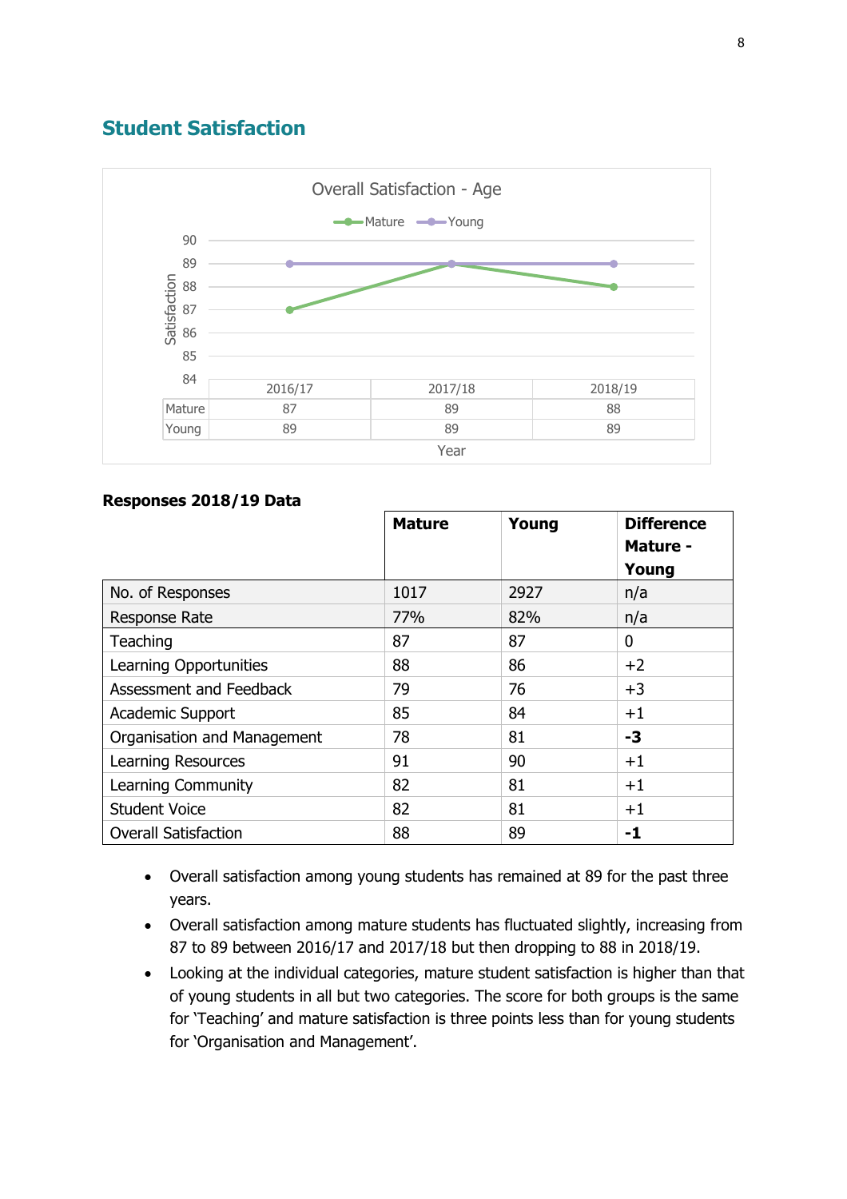## Student Satisfaction

**Overall Satisfaction - Age**

| | 2016/17 | 2017/18 | 2018/19 |
|---|---|---|---|
| Mature | 87 | 89 | 88 |
| Young | 89 | 89 | 89 |

Year

**Responses 2018/19 Data**

| | Mature | Young | Difference Mature - Young |
|---|---|---|---|
| No. of Responses | 1017 | 2927 | n/a |
| Response Rate | 77% | 82% | n/a |
| Teaching | 87 | 87 | 0 |
| Learning Opportunities | 88 | 86 | +2 |
| Assessment and Feedback | 79 | 76 | +3 |
| Academic Support | 85 | 84 | +1 |
| Organisation and Management | 78 | 81 | **-3** |
| Learning Resources | 91 | 90 | +1 |
| Learning Community | 82 | 81 | +1 |
| Student Voice | 82 | 81 | +1 |
| Overall Satisfaction | 88 | 89 | **-1** |

- Overall satisfaction among young students has remained at 89 for the past three years.
- Overall satisfaction among mature students has fluctuated slightly, increasing from 87 to 89 between 2016/17 and 2017/18 but then dropping to 88 in 2018/19.
- Looking at the individual categories, mature student satisfaction is higher than that of young students in all but two categories. The score for both groups is the same for 'Teaching' and mature satisfaction is three points less than for young students for 'Organisation and Management'.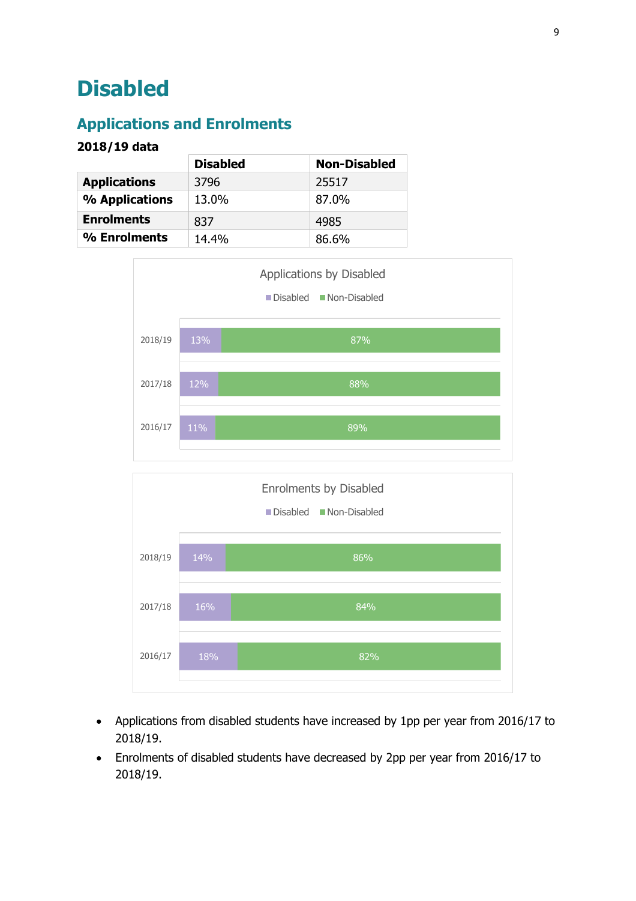# Disabled

## Applications and Enrolments

**2018/19 data**

| | Disabled | Non-Disabled |
|---|---|---|
| **Applications** | 3796 | 25517 |
| **% Applications** | 13.0% | 87.0% |
| **Enrolments** | 837 | 4985 |
| **% Enrolments** | 14.4% | 86.6% |

Applications by Disabled

| | Disabled | Non-Disabled |
|---|---|---|
| 2018/19 | 13% | 87% |
| 2017/18 | 12% | 88% |
| 2016/17 | 11% | 89% |

Enrolments by Disabled

| | Disabled | Non-Disabled |
|---|---|---|
| 2018/19 | 14% | 86% |
| 2017/18 | 16% | 84% |
| 2016/17 | 18% | 82% |

- Applications from disabled students have increased by 1pp per year from 2016/17 to 2018/19.
- Enrolments of disabled students have decreased by 2pp per year from 2016/17 to 2018/19.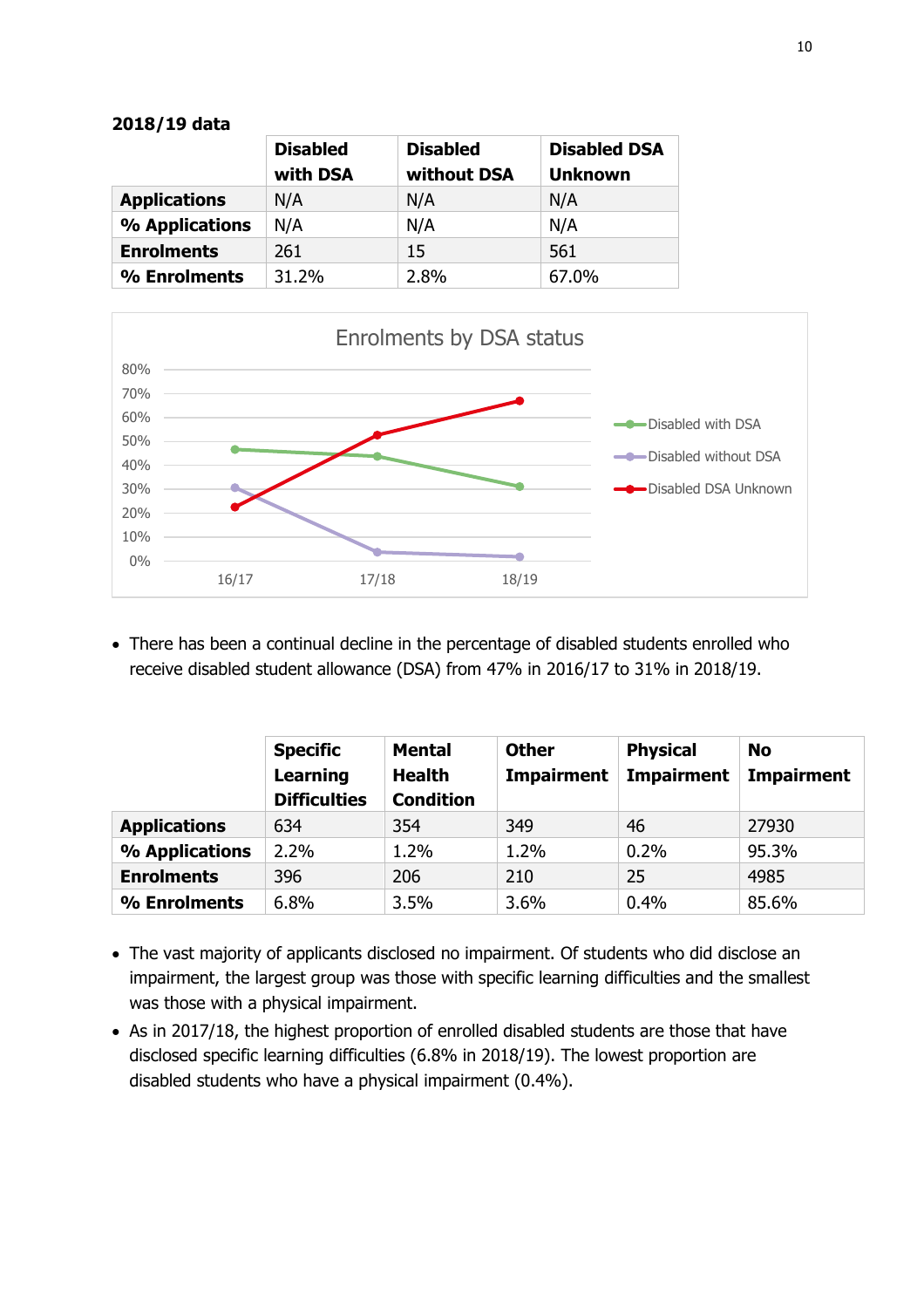**2018/19 data**

| | Disabled with DSA | Disabled without DSA | Disabled DSA Unknown |
|---|---|---|---|
| **Applications** | N/A | N/A | N/A |
| **% Applications** | N/A | N/A | N/A |
| **Enrolments** | 261 | 15 | 561 |
| **% Enrolments** | 31.2% | 2.8% | 67.0% |

- There has been a continual decline in the percentage of disabled students enrolled who receive disabled student allowance (DSA) from 47% in 2016/17 to 31% in 2018/19.

| | Specific Learning Difficulties | Mental Health Condition | Other Impairment | Physical Impairment | No Impairment |
|---|---|---|---|---|---|
| **Applications** | 634 | 354 | 349 | 46 | 27930 |
| **% Applications** | 2.2% | 1.2% | 1.2% | 0.2% | 95.3% |
| **Enrolments** | 396 | 206 | 210 | 25 | 4985 |
| **% Enrolments** | 6.8% | 3.5% | 3.6% | 0.4% | 85.6% |

- The vast majority of applicants disclosed no impairment. Of students who did disclose an impairment, the largest group was those with specific learning difficulties and the smallest was those with a physical impairment.
- As in 2017/18, the highest proportion of enrolled disabled students are those that have disclosed specific learning difficulties (6.8% in 2018/19). The lowest proportion are disabled students who have a physical impairment (0.4%).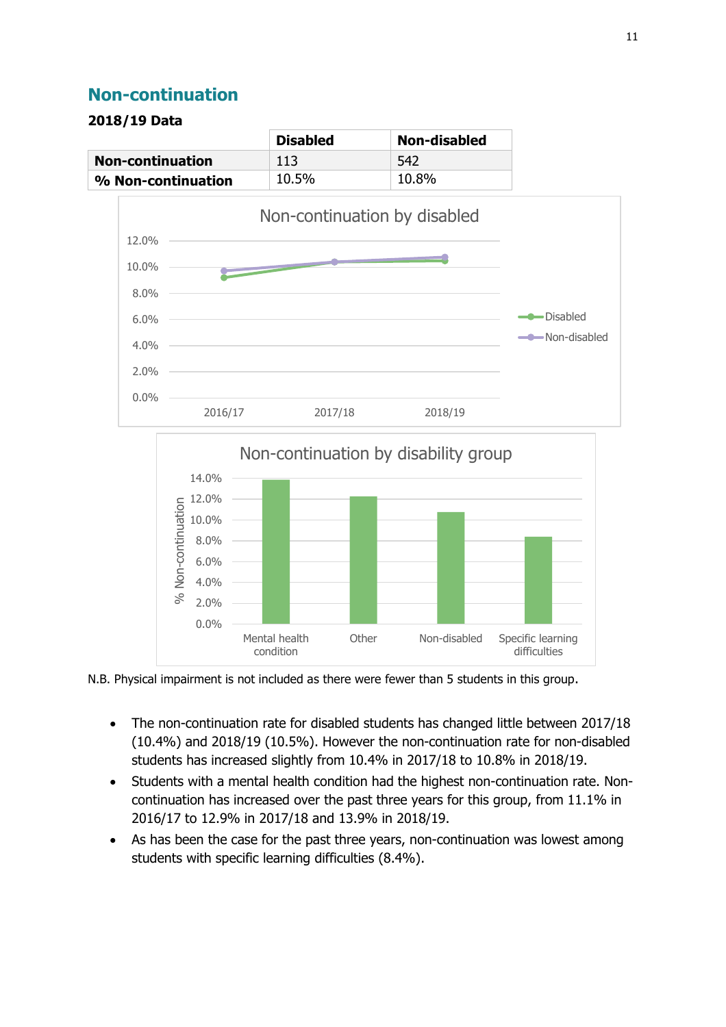## Non-continuation

### 2018/19 Data

| | Disabled | Non-disabled |
|---|---|---|
| **Non-continuation** | 113 | 542 |
| **% Non-continuation** | 10.5% | 10.8% |

N.B. Physical impairment is not included as there were fewer than 5 students in this group.

- The non-continuation rate for disabled students has changed little between 2017/18 (10.4%) and 2018/19 (10.5%). However the non-continuation rate for non-disabled students has increased slightly from 10.4% in 2017/18 to 10.8% in 2018/19.
- Students with a mental health condition had the highest non-continuation rate. Non-continuation has increased over the past three years for this group, from 11.1% in 2016/17 to 12.9% in 2017/18 and 13.9% in 2018/19.
- As has been the case for the past three years, non-continuation was lowest among students with specific learning difficulties (8.4%).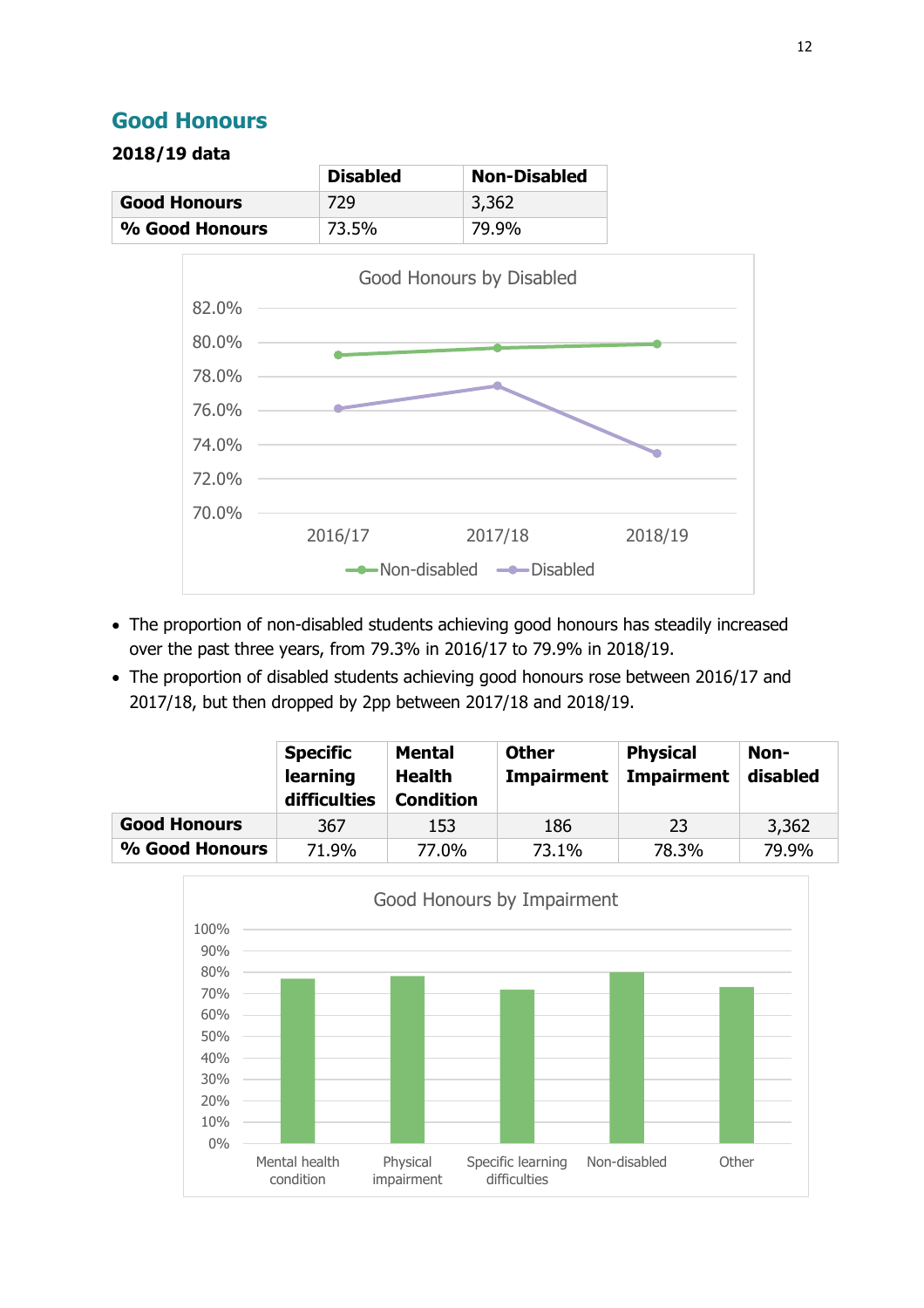## Good Honours

**2018/19 data**

| | Disabled | Non-Disabled |
|---|---|---|
| **Good Honours** | 729 | 3,362 |
| **% Good Honours** | 73.5% | 79.9% |

- The proportion of non-disabled students achieving good honours has steadily increased over the past three years, from 79.3% in 2016/17 to 79.9% in 2018/19.
- The proportion of disabled students achieving good honours rose between 2016/17 and 2017/18, but then dropped by 2pp between 2017/18 and 2018/19.

| | Specific learning difficulties | Mental Health Condition | Other Impairment | Physical Impairment | Non-disabled |
|---|---|---|---|---|---|
| **Good Honours** | 367 | 153 | 186 | 23 | 3,362 |
| **% Good Honours** | 71.9% | 77.0% | 73.1% | 78.3% | 79.9% |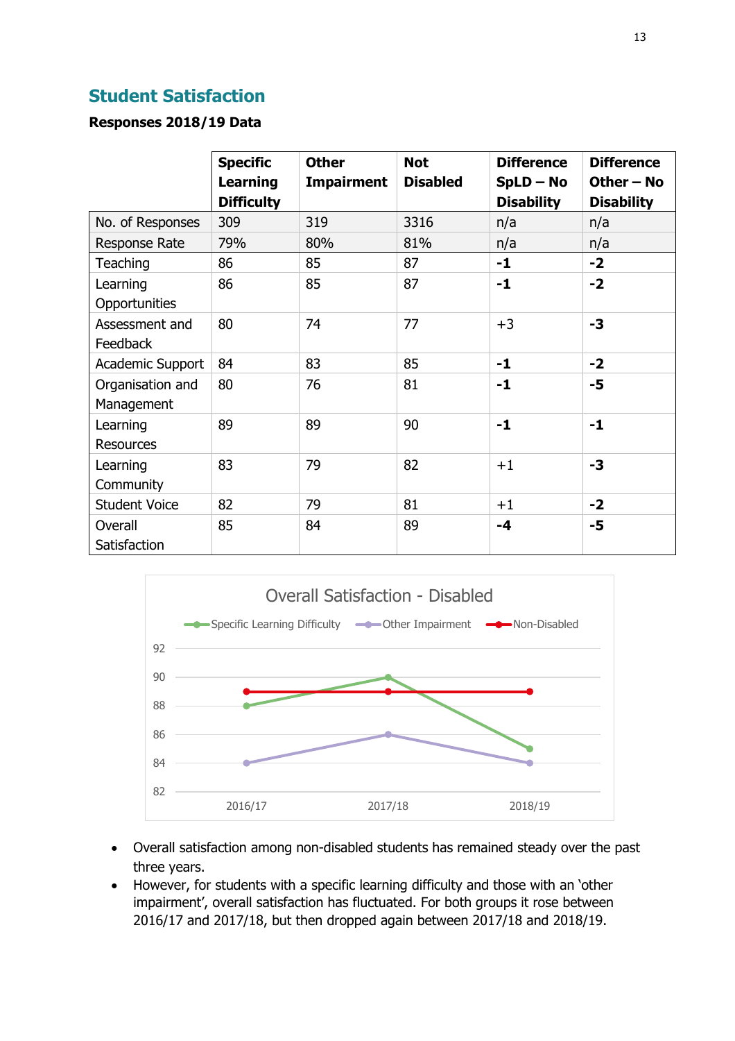## Student Satisfaction

**Responses 2018/19 Data**

| | Specific Learning Difficulty | Other Impairment | Not Disabled | Difference SpLD – No Disability | Difference Other – No Disability |
|---|---|---|---|---|---|
| No. of Responses | 309 | 319 | 3316 | n/a | n/a |
| Response Rate | 79% | 80% | 81% | n/a | n/a |
| Teaching | 86 | 85 | 87 | **-1** | **-2** |
| Learning Opportunities | 86 | 85 | 87 | **-1** | **-2** |
| Assessment and Feedback | 80 | 74 | 77 | +3 | **-3** |
| Academic Support | 84 | 83 | 85 | **-1** | **-2** |
| Organisation and Management | 80 | 76 | 81 | **-1** | **-5** |
| Learning Resources | 89 | 89 | 90 | **-1** | **-1** |
| Learning Community | 83 | 79 | 82 | +1 | **-3** |
| Student Voice | 82 | 79 | 81 | +1 | **-2** |
| Overall Satisfaction | 85 | 84 | 89 | **-4** | **-5** |

**Overall Satisfaction - Disabled**

| | 2016/17 | 2017/18 | 2018/19 |
|---|---|---|---|
| Specific Learning Difficulty | 88 | 90 | 85 |
| Other Impairment | 84 | 86 | 84 |
| Non-Disabled | 89 | 89 | 89 |

- Overall satisfaction among non-disabled students has remained steady over the past three years.
- However, for students with a specific learning difficulty and those with an 'other impairment', overall satisfaction has fluctuated. For both groups it rose between 2016/17 and 2017/18, but then dropped again between 2017/18 and 2018/19.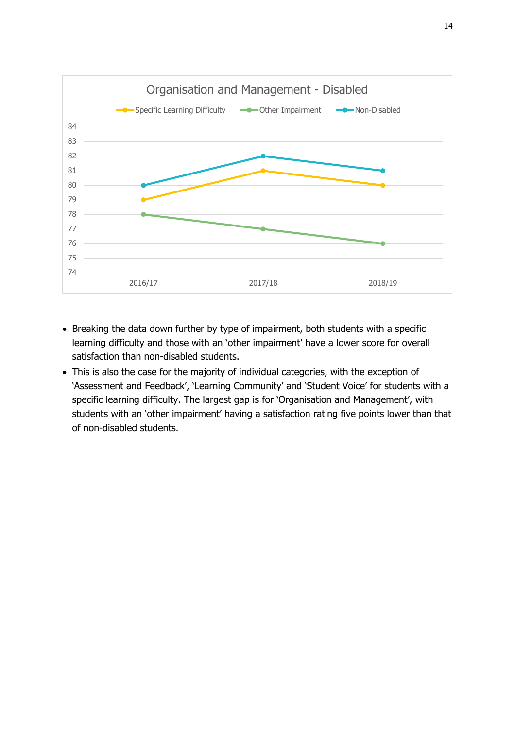**Organisation and Management - Disabled**

| | 2016/17 | 2017/18 | 2018/19 |
|---|---|---|---|
| Specific Learning Difficulty | 79 | 81 | 80 |
| Other Impairment | 78 | 77 | 76 |
| Non-Disabled | 80 | 82 | 81 |

- Breaking the data down further by type of impairment, both students with a specific learning difficulty and those with an 'other impairment' have a lower score for overall satisfaction than non-disabled students.
- This is also the case for the majority of individual categories, with the exception of 'Assessment and Feedback', 'Learning Community' and 'Student Voice' for students with a specific learning difficulty. The largest gap is for 'Organisation and Management', with students with an 'other impairment' having a satisfaction rating five points lower than that of non-disabled students.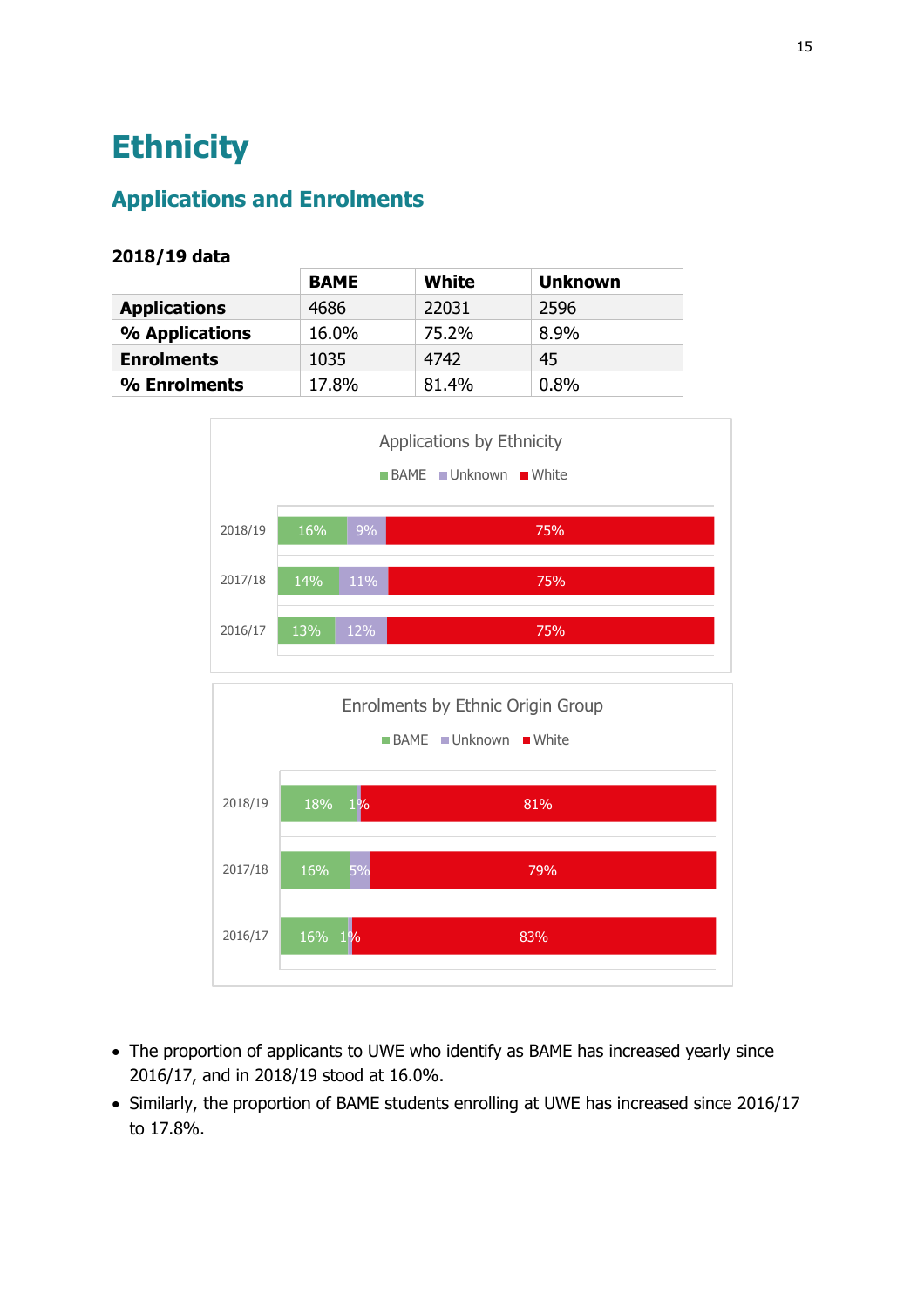# Ethnicity

## Applications and Enrolments

**2018/19 data**

| | BAME | White | Unknown |
|---|---|---|---|
| **Applications** | 4686 | 22031 | 2596 |
| **% Applications** | 16.0% | 75.2% | 8.9% |
| **Enrolments** | 1035 | 4742 | 45 |
| **% Enrolments** | 17.8% | 81.4% | 0.8% |

Applications by Ethnicity

| | BAME | Unknown | White |
|---|---|---|---|
| 2018/19 | 16% | 9% | 75% |
| 2017/18 | 14% | 11% | 75% |
| 2016/17 | 13% | 12% | 75% |

Enrolments by Ethnic Origin Group

| | BAME | Unknown | White |
|---|---|---|---|
| 2018/19 | 18% | 1% | 81% |
| 2017/18 | 16% | 5% | 79% |
| 2016/17 | 16% | 1% | 83% |

- The proportion of applicants to UWE who identify as BAME has increased yearly since 2016/17, and in 2018/19 stood at 16.0%.
- Similarly, the proportion of BAME students enrolling at UWE has increased since 2016/17 to 17.8%.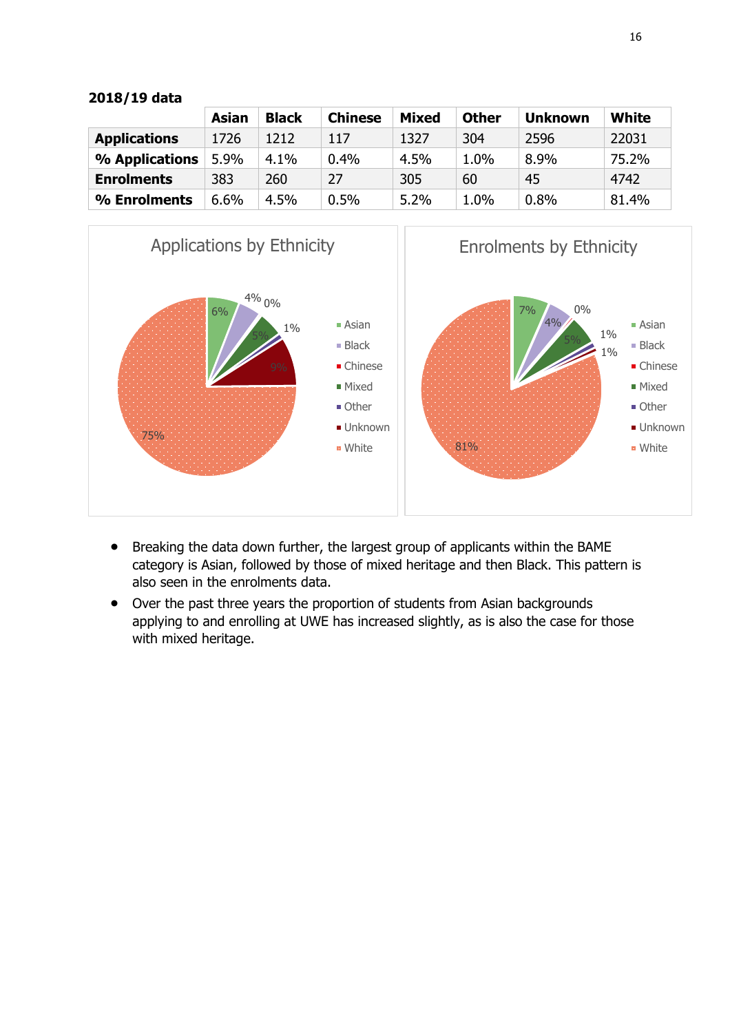**2018/19 data**

| | Asian | Black | Chinese | Mixed | Other | Unknown | White |
|---|---|---|---|---|---|---|---|
| **Applications** | 1726 | 1212 | 117 | 1327 | 304 | 2596 | 22031 |
| **% Applications** | 5.9% | 4.1% | 0.4% | 4.5% | 1.0% | 8.9% | 75.2% |
| **Enrolments** | 383 | 260 | 27 | 305 | 60 | 45 | 4742 |
| **% Enrolments** | 6.6% | 4.5% | 0.5% | 5.2% | 1.0% | 0.8% | 81.4% |

- Breaking the data down further, the largest group of applicants within the BAME category is Asian, followed by those of mixed heritage and then Black. This pattern is also seen in the enrolments data.
- Over the past three years the proportion of students from Asian backgrounds applying to and enrolling at UWE has increased slightly, as is also the case for those with mixed heritage.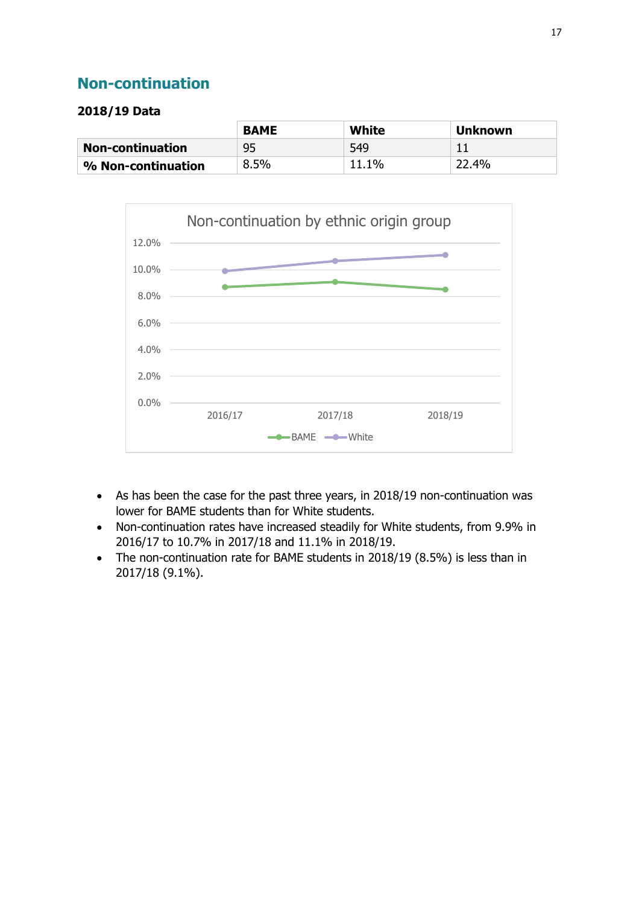## Non-continuation

**2018/19 Data**

| | BAME | White | Unknown |
|---|---|---|---|
| **Non-continuation** | 95 | 549 | 11 |
| **% Non-continuation** | 8.5% | 11.1% | 22.4% |

- As has been the case for the past three years, in 2018/19 non-continuation was lower for BAME students than for White students.
- Non-continuation rates have increased steadily for White students, from 9.9% in 2016/17 to 10.7% in 2017/18 and 11.1% in 2018/19.
- The non-continuation rate for BAME students in 2018/19 (8.5%) is less than in 2017/18 (9.1%).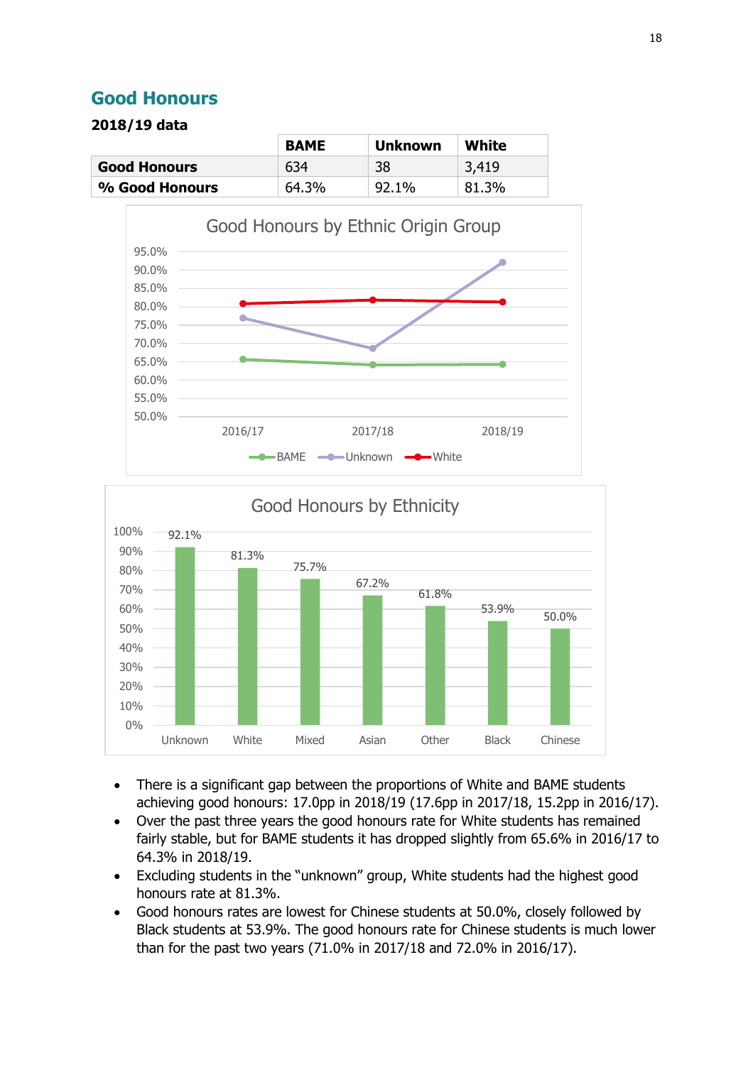## Good Honours

**2018/19 data**

| | BAME | Unknown | White |
|---|---|---|---|
| **Good Honours** | 634 | 38 | 3,419 |
| **% Good Honours** | 64.3% | 92.1% | 81.3% |

- There is a significant gap between the proportions of White and BAME students achieving good honours: 17.0pp in 2018/19 (17.6pp in 2017/18, 15.2pp in 2016/17).
- Over the past three years the good honours rate for White students has remained fairly stable, but for BAME students it has dropped slightly from 65.6% in 2016/17 to 64.3% in 2018/19.
- Excluding students in the "unknown" group, White students had the highest good honours rate at 81.3%.
- Good honours rates are lowest for Chinese students at 50.0%, closely followed by Black students at 53.9%. The good honours rate for Chinese students is much lower than for the past two years (71.0% in 2017/18 and 72.0% in 2016/17).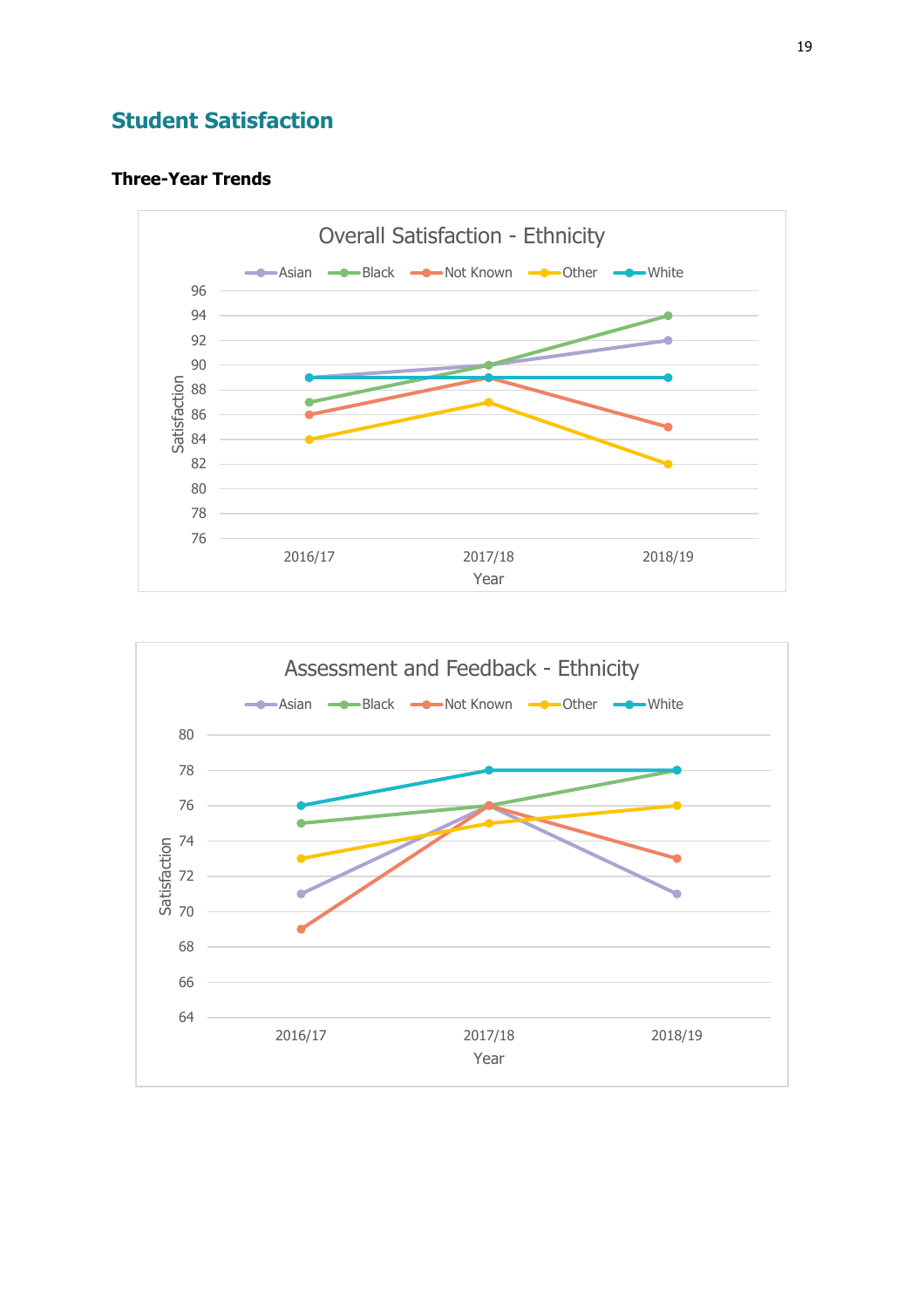## Student Satisfaction

### Three-Year Trends

Overall Satisfaction - Ethnicity

Assessment and Feedback - Ethnicity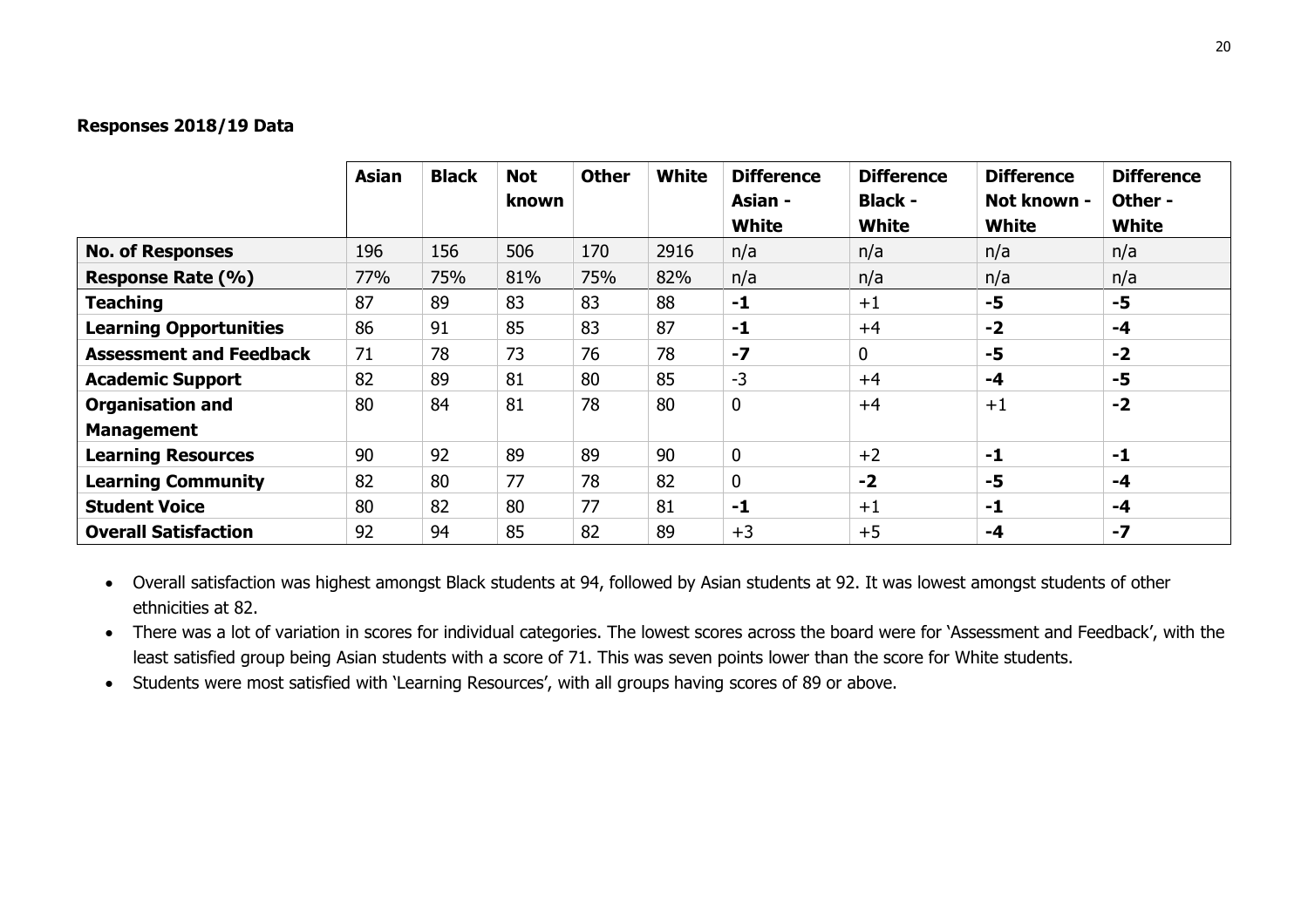**Responses 2018/19 Data**

| | **Asian** | **Black** | **Not known** | **Other** | **White** | **Difference Asian - White** | **Difference Black - White** | **Difference Not known - White** | **Difference Other - White** |
|---|---|---|---|---|---|---|---|---|---|
| **No. of Responses** | 196 | 156 | 506 | 170 | 2916 | n/a | n/a | n/a | n/a |
| **Response Rate (%)** | 77% | 75% | 81% | 75% | 82% | n/a | n/a | n/a | n/a |
| **Teaching** | 87 | 89 | 83 | 83 | 88 | **-1** | +1 | **-5** | **-5** |
| **Learning Opportunities** | 86 | 91 | 85 | 83 | 87 | **-1** | +4 | **-2** | **-4** |
| **Assessment and Feedback** | 71 | 78 | 73 | 76 | 78 | **-7** | 0 | **-5** | **-2** |
| **Academic Support** | 82 | 89 | 81 | 80 | 85 | -3 | +4 | **-4** | **-5** |
| **Organisation and Management** | 80 | 84 | 81 | 78 | 80 | 0 | +4 | +1 | **-2** |
| **Learning Resources** | 90 | 92 | 89 | 89 | 90 | 0 | +2 | **-1** | **-1** |
| **Learning Community** | 82 | 80 | 77 | 78 | 82 | 0 | **-2** | **-5** | **-4** |
| **Student Voice** | 80 | 82 | 80 | 77 | 81 | **-1** | +1 | **-1** | **-4** |
| **Overall Satisfaction** | 92 | 94 | 85 | 82 | 89 | +3 | +5 | **-4** | **-7** |

- Overall satisfaction was highest amongst Black students at 94, followed by Asian students at 92. It was lowest amongst students of other ethnicities at 82.
- There was a lot of variation in scores for individual categories. The lowest scores across the board were for 'Assessment and Feedback', with the least satisfied group being Asian students with a score of 71. This was seven points lower than the score for White students.
- Students were most satisfied with 'Learning Resources', with all groups having scores of 89 or above.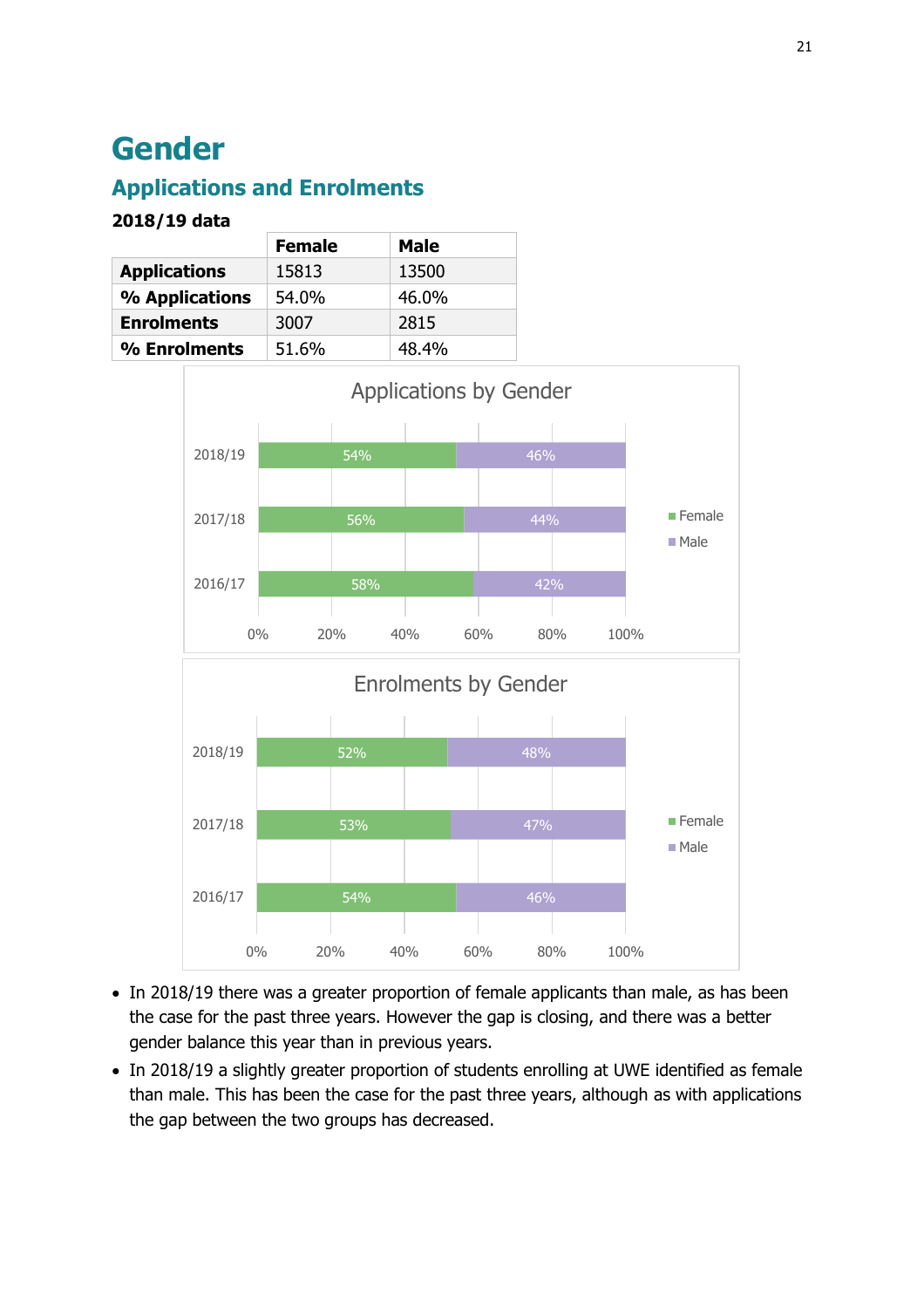# Gender

## Applications and Enrolments

**2018/19 data**

| | Female | Male |
|---|---|---|
| **Applications** | 15813 | 13500 |
| **% Applications** | 54.0% | 46.0% |
| **Enrolments** | 3007 | 2815 |
| **% Enrolments** | 51.6% | 48.4% |

Applications by Gender

| | Female | Male |
|---|---|---|
| 2018/19 | 54% | 46% |
| 2017/18 | 56% | 44% |
| 2016/17 | 58% | 42% |

Enrolments by Gender

| | Female | Male |
|---|---|---|
| 2018/19 | 52% | 48% |
| 2017/18 | 53% | 47% |
| 2016/17 | 54% | 46% |

- In 2018/19 there was a greater proportion of female applicants than male, as has been the case for the past three years. However the gap is closing, and there was a better gender balance this year than in previous years.
- In 2018/19 a slightly greater proportion of students enrolling at UWE identified as female than male. This has been the case for the past three years, although as with applications the gap between the two groups has decreased.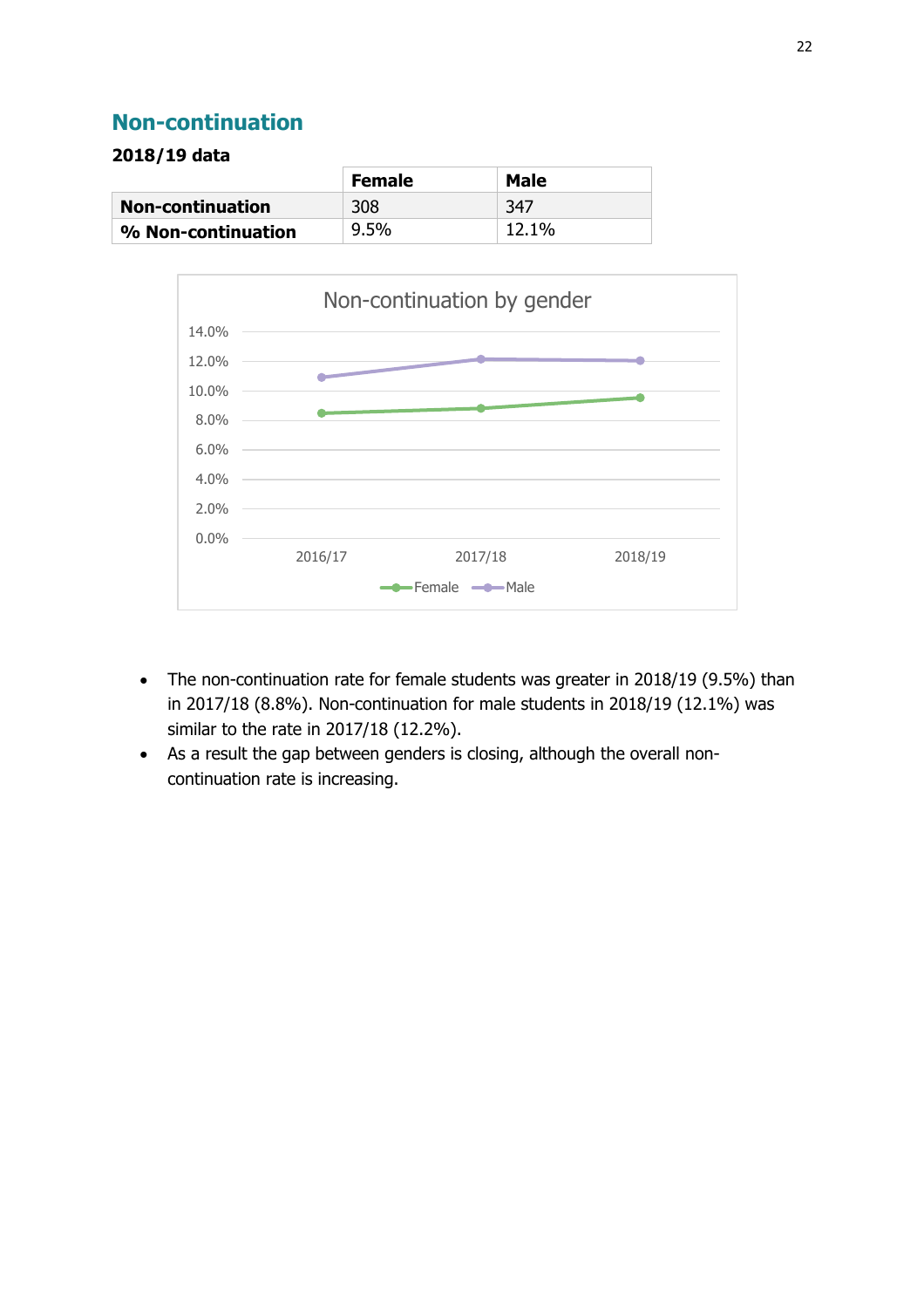## Non-continuation

**2018/19 data**

| | Female | Male |
|---|---|---|
| **Non-continuation** | 308 | 347 |
| **% Non-continuation** | 9.5% | 12.1% |

- The non-continuation rate for female students was greater in 2018/19 (9.5%) than in 2017/18 (8.8%). Non-continuation for male students in 2018/19 (12.1%) was similar to the rate in 2017/18 (12.2%).
- As a result the gap between genders is closing, although the overall non-continuation rate is increasing.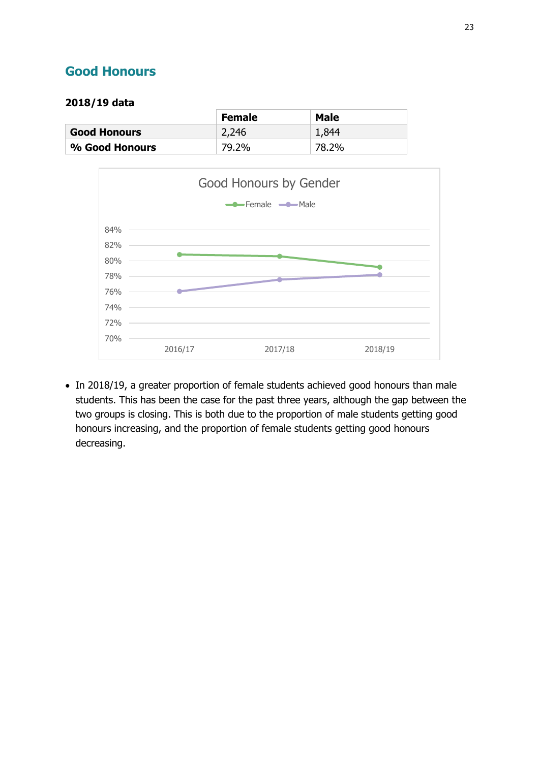## Good Honours

**2018/19 data**

| | Female | Male |
|---|---|---|
| **Good Honours** | 2,246 | 1,844 |
| **% Good Honours** | 79.2% | 78.2% |

- In 2018/19, a greater proportion of female students achieved good honours than male students. This has been the case for the past three years, although the gap between the two groups is closing. This is both due to the proportion of male students getting good honours increasing, and the proportion of female students getting good honours decreasing.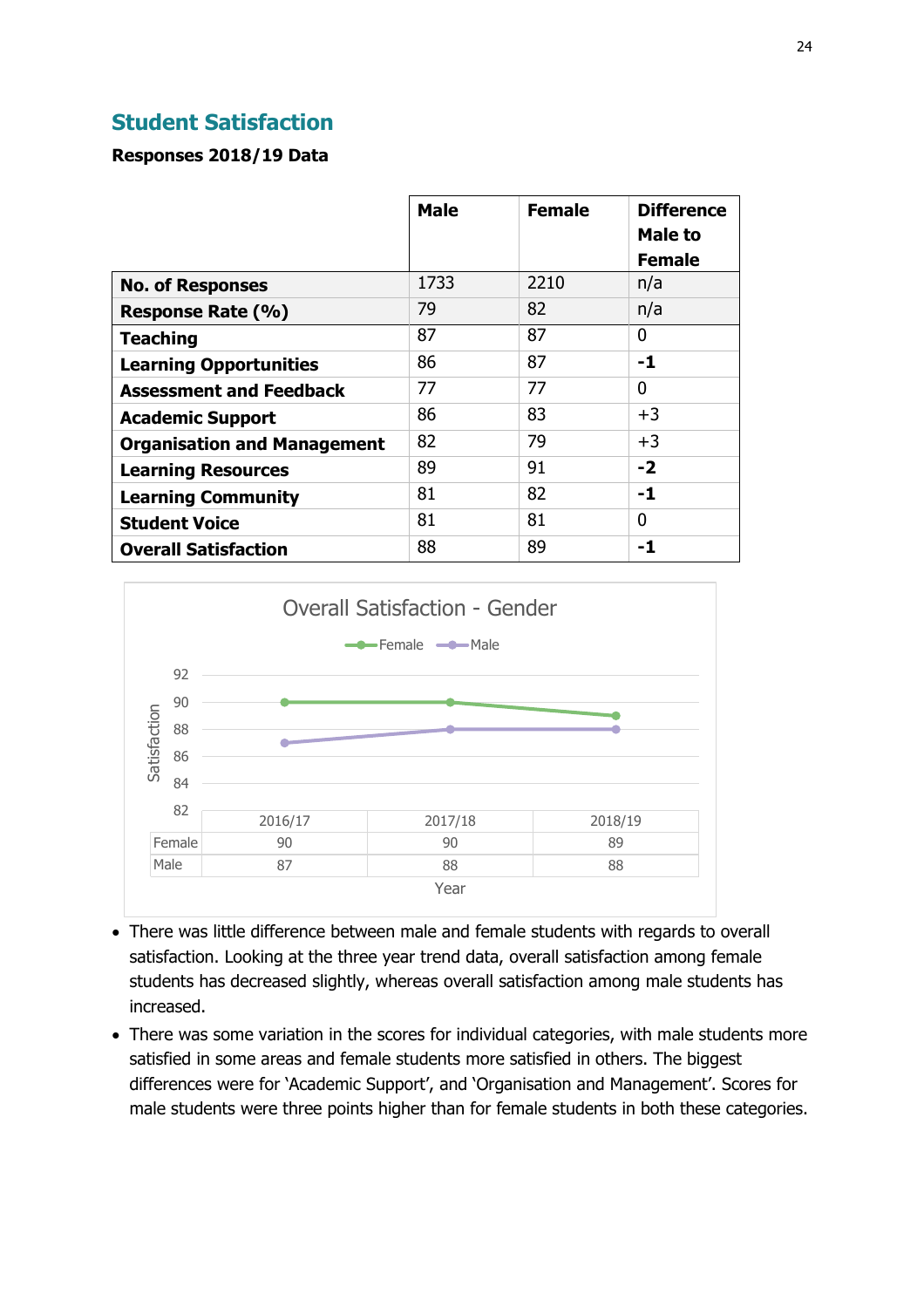## Student Satisfaction

**Responses 2018/19 Data**

| | Male | Female | Difference Male to Female |
|---|---|---|---|
| **No. of Responses** | 1733 | 2210 | n/a |
| **Response Rate (%)** | 79 | 82 | n/a |
| **Teaching** | 87 | 87 | 0 |
| **Learning Opportunities** | 86 | 87 | **-1** |
| **Assessment and Feedback** | 77 | 77 | 0 |
| **Academic Support** | 86 | 83 | +3 |
| **Organisation and Management** | 82 | 79 | +3 |
| **Learning Resources** | 89 | 91 | **-2** |
| **Learning Community** | 81 | 82 | **-1** |
| **Student Voice** | 81 | 81 | 0 |
| **Overall Satisfaction** | 88 | 89 | **-1** |

**Overall Satisfaction - Gender**

| | 2016/17 | 2017/18 | 2018/19 |
|---|---|---|---|
| Female | 90 | 90 | 89 |
| Male | 87 | 88 | 88 |

- There was little difference between male and female students with regards to overall satisfaction. Looking at the three year trend data, overall satisfaction among female students has decreased slightly, whereas overall satisfaction among male students has increased.
- There was some variation in the scores for individual categories, with male students more satisfied in some areas and female students more satisfied in others. The biggest differences were for 'Academic Support', and 'Organisation and Management'. Scores for male students were three points higher than for female students in both these categories.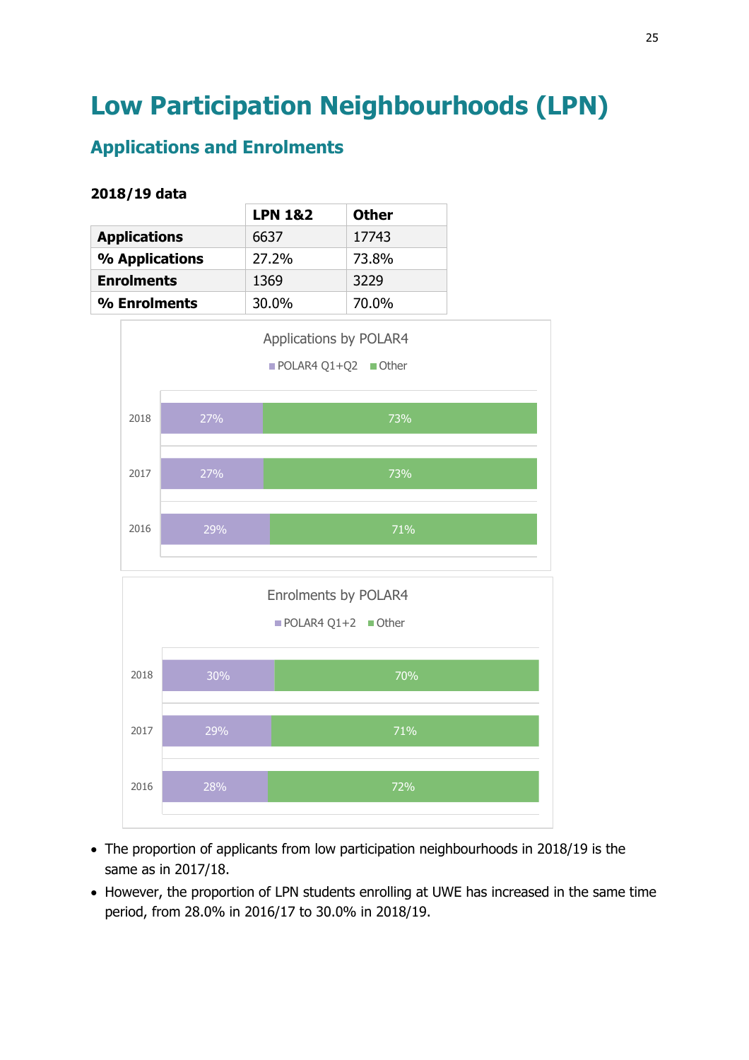# Low Participation Neighbourhoods (LPN)

## Applications and Enrolments

**2018/19 data**

| | LPN 1&2 | Other |
|---|---|---|
| **Applications** | 6637 | 17743 |
| **% Applications** | 27.2% | 73.8% |
| **Enrolments** | 1369 | 3229 |
| **% Enrolments** | 30.0% | 70.0% |

Applications by POLAR4

| | POLAR4 Q1+Q2 | Other |
|---|---|---|
| 2018 | 27% | 73% |
| 2017 | 27% | 73% |
| 2016 | 29% | 71% |

Enrolments by POLAR4

| | POLAR4 Q1+2 | Other |
|---|---|---|
| 2018 | 30% | 70% |
| 2017 | 29% | 71% |
| 2016 | 28% | 72% |

- The proportion of applicants from low participation neighbourhoods in 2018/19 is the same as in 2017/18.
- However, the proportion of LPN students enrolling at UWE has increased in the same time period, from 28.0% in 2016/17 to 30.0% in 2018/19.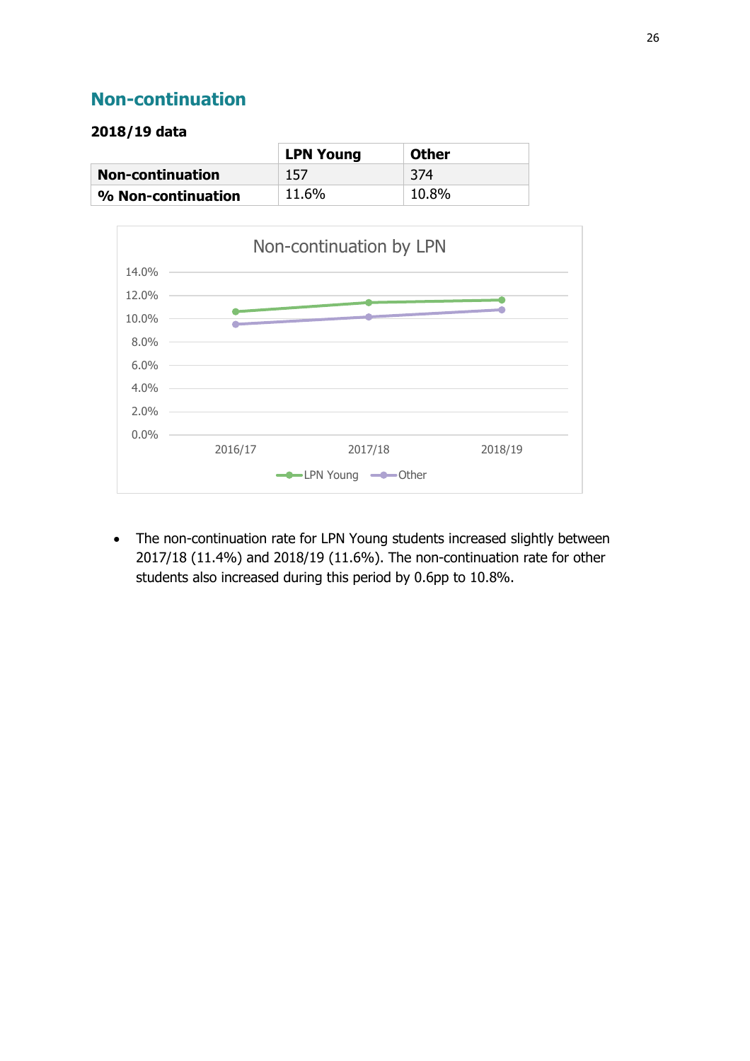## Non-continuation

**2018/19 data**

| | LPN Young | Other |
|---|---|---|
| **Non-continuation** | 157 | 374 |
| **% Non-continuation** | 11.6% | 10.8% |

- The non-continuation rate for LPN Young students increased slightly between 2017/18 (11.4%) and 2018/19 (11.6%). The non-continuation rate for other students also increased during this period by 0.6pp to 10.8%.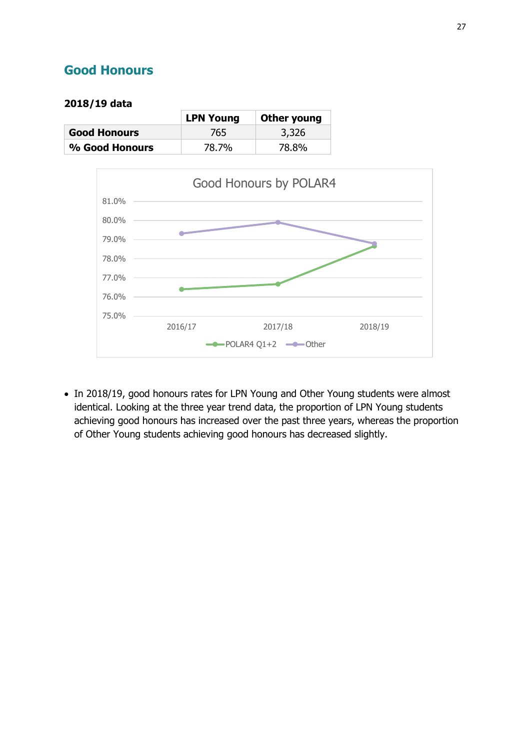## Good Honours

**2018/19 data**

| | LPN Young | Other young |
|---|---|---|
| **Good Honours** | 765 | 3,326 |
| **% Good Honours** | 78.7% | 78.8% |

- In 2018/19, good honours rates for LPN Young and Other Young students were almost identical. Looking at the three year trend data, the proportion of LPN Young students achieving good honours has increased over the past three years, whereas the proportion of Other Young students achieving good honours has decreased slightly.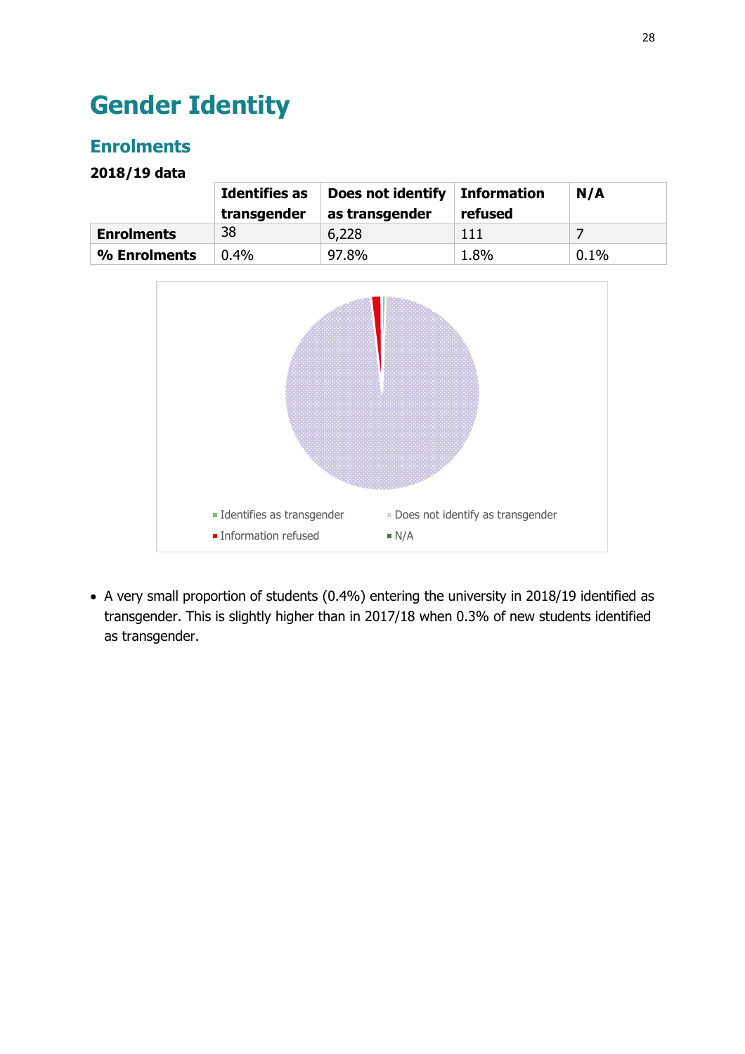# Gender Identity

## Enrolments

**2018/19 data**

| | Identifies as transgender | Does not identify as transgender | Information refused | N/A |
|---|---|---|---|---|
| **Enrolments** | 38 | 6,228 | 111 | 7 |
| **% Enrolments** | 0.4% | 97.8% | 1.8% | 0.1% |

- A very small proportion of students (0.4%) entering the university in 2018/19 identified as transgender. This is slightly higher than in 2017/18 when 0.3% of new students identified as transgender.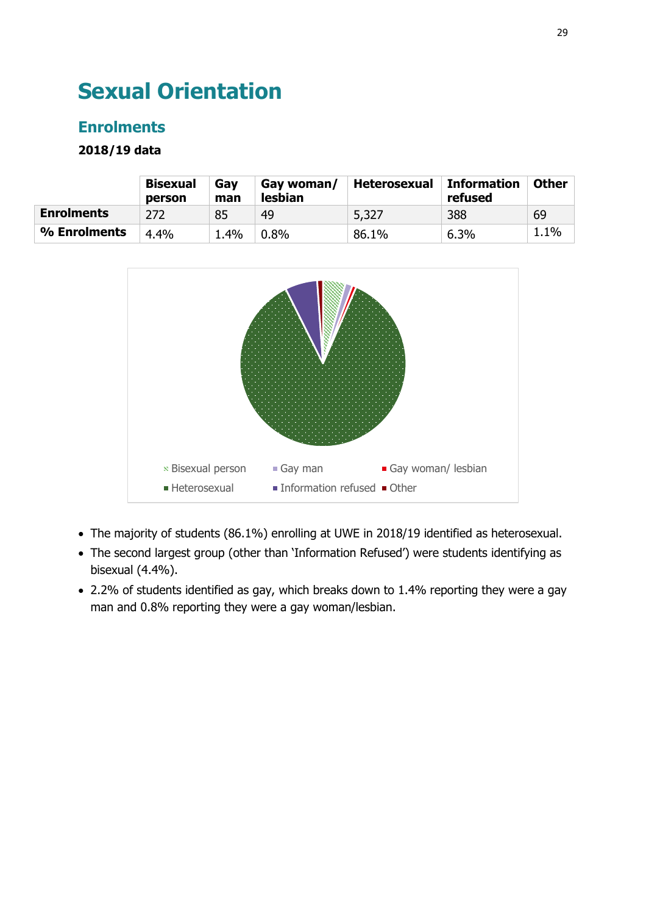# Sexual Orientation

## Enrolments

**2018/19 data**

| | Bisexual person | Gay man | Gay woman/ lesbian | Heterosexual | Information refused | Other |
|---|---|---|---|---|---|---|
| **Enrolments** | 272 | 85 | 49 | 5,327 | 388 | 69 |
| **% Enrolments** | 4.4% | 1.4% | 0.8% | 86.1% | 6.3% | 1.1% |

- The majority of students (86.1%) enrolling at UWE in 2018/19 identified as heterosexual.
- The second largest group (other than 'Information Refused') were students identifying as bisexual (4.4%).
- 2.2% of students identified as gay, which breaks down to 1.4% reporting they were a gay man and 0.8% reporting they were a gay woman/lesbian.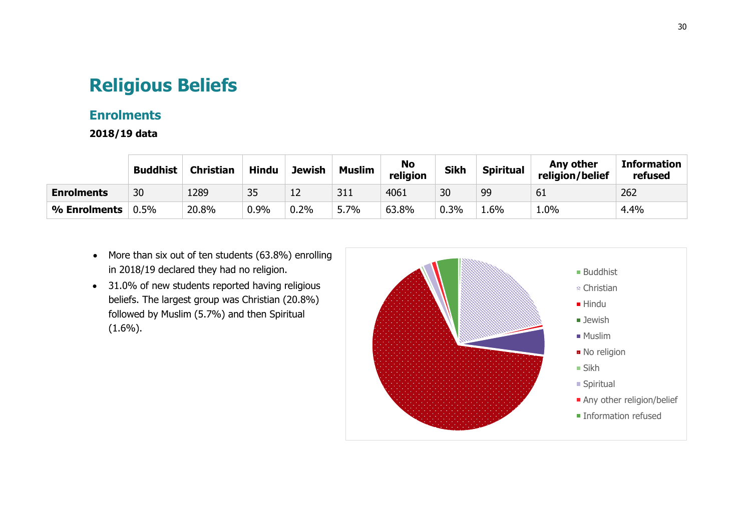# Religious Beliefs

## Enrolments

**2018/19 data**

| | Buddhist | Christian | Hindu | Jewish | Muslim | No religion | Sikh | Spiritual | Any other religion/belief | Information refused |
|---|---|---|---|---|---|---|---|---|---|---|
| **Enrolments** | 30 | 1289 | 35 | 12 | 311 | 4061 | 30 | 99 | 61 | 262 |
| **% Enrolments** | 0.5% | 20.8% | 0.9% | 0.2% | 5.7% | 63.8% | 0.3% | 1.6% | 1.0% | 4.4% |

- More than six out of ten students (63.8%) enrolling in 2018/19 declared they had no religion.
- 31.0% of new students reported having religious beliefs. The largest group was Christian (20.8%) followed by Muslim (5.7%) and then Spiritual (1.6%).

Buddhist
Christian
Hindu
Jewish
Muslim
No religion
Sikh
Spiritual
Any other religion/belief
Information refused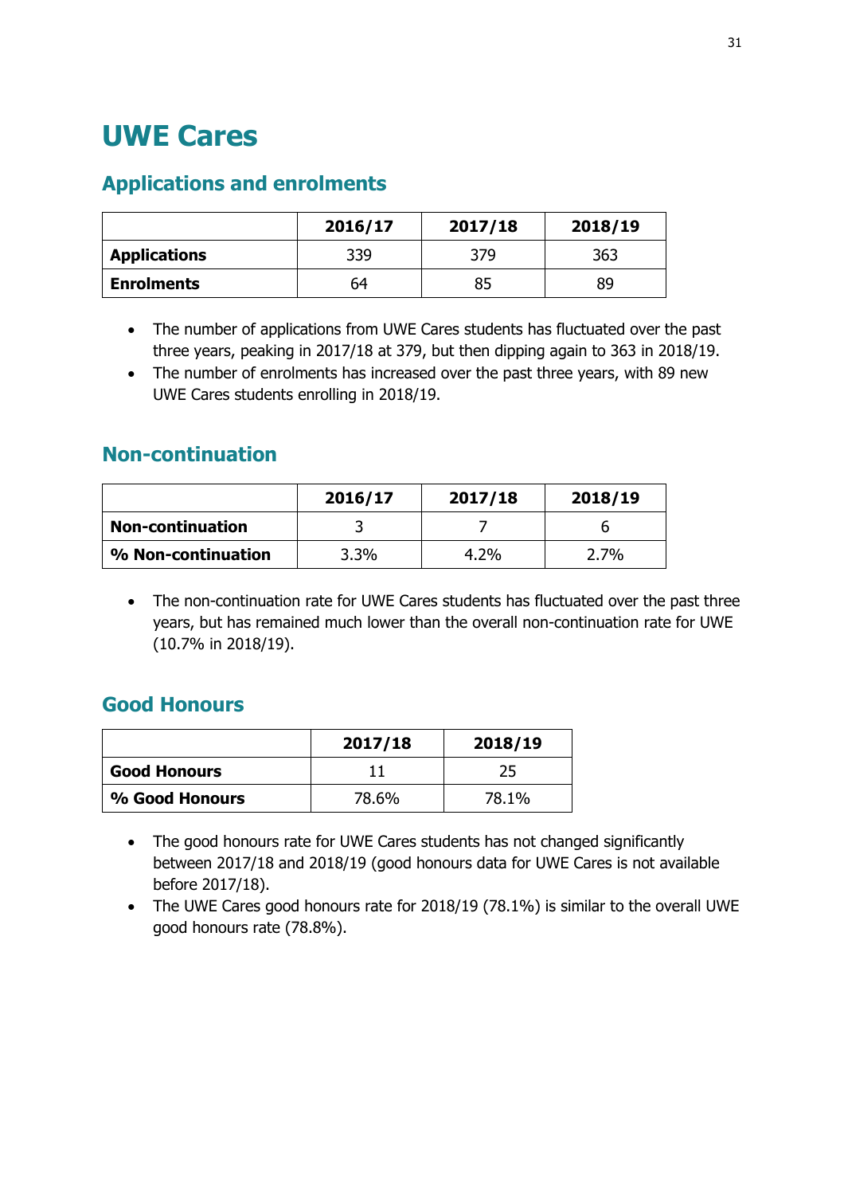# UWE Cares

## Applications and enrolments

| | 2016/17 | 2017/18 | 2018/19 |
|---|---|---|---|
| **Applications** | 339 | 379 | 363 |
| **Enrolments** | 64 | 85 | 89 |

- The number of applications from UWE Cares students has fluctuated over the past three years, peaking in 2017/18 at 379, but then dipping again to 363 in 2018/19.
- The number of enrolments has increased over the past three years, with 89 new UWE Cares students enrolling in 2018/19.

## Non-continuation

| | 2016/17 | 2017/18 | 2018/19 |
|---|---|---|---|
| **Non-continuation** | 3 | 7 | 6 |
| **% Non-continuation** | 3.3% | 4.2% | 2.7% |

- The non-continuation rate for UWE Cares students has fluctuated over the past three years, but has remained much lower than the overall non-continuation rate for UWE (10.7% in 2018/19).

## Good Honours

| | 2017/18 | 2018/19 |
|---|---|---|
| **Good Honours** | 11 | 25 |
| **% Good Honours** | 78.6% | 78.1% |

- The good honours rate for UWE Cares students has not changed significantly between 2017/18 and 2018/19 (good honours data for UWE Cares is not available before 2017/18).
- The UWE Cares good honours rate for 2018/19 (78.1%) is similar to the overall UWE good honours rate (78.8%).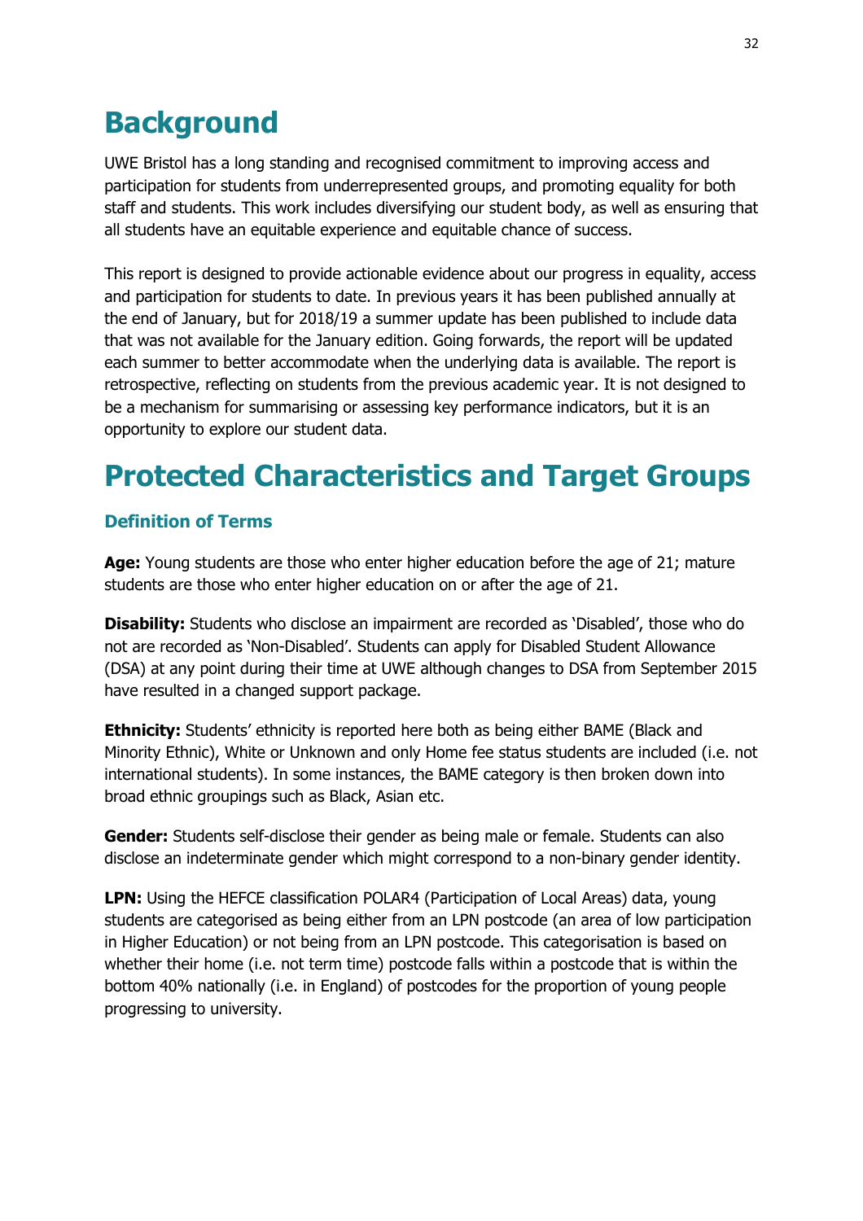# Background

UWE Bristol has a long standing and recognised commitment to improving access and participation for students from underrepresented groups, and promoting equality for both staff and students. This work includes diversifying our student body, as well as ensuring that all students have an equitable experience and equitable chance of success.

This report is designed to provide actionable evidence about our progress in equality, access and participation for students to date. In previous years it has been published annually at the end of January, but for 2018/19 a summer update has been published to include data that was not available for the January edition. Going forwards, the report will be updated each summer to better accommodate when the underlying data is available. The report is retrospective, reflecting on students from the previous academic year. It is not designed to be a mechanism for summarising or assessing key performance indicators, but it is an opportunity to explore our student data.

# Protected Characteristics and Target Groups

### Definition of Terms

**Age:** Young students are those who enter higher education before the age of 21; mature students are those who enter higher education on or after the age of 21.

**Disability:** Students who disclose an impairment are recorded as 'Disabled', those who do not are recorded as 'Non-Disabled'. Students can apply for Disabled Student Allowance (DSA) at any point during their time at UWE although changes to DSA from September 2015 have resulted in a changed support package.

**Ethnicity:** Students' ethnicity is reported here both as being either BAME (Black and Minority Ethnic), White or Unknown and only Home fee status students are included (i.e. not international students). In some instances, the BAME category is then broken down into broad ethnic groupings such as Black, Asian etc.

**Gender:** Students self-disclose their gender as being male or female. Students can also disclose an indeterminate gender which might correspond to a non-binary gender identity.

**LPN:** Using the HEFCE classification POLAR4 (Participation of Local Areas) data, young students are categorised as being either from an LPN postcode (an area of low participation in Higher Education) or not being from an LPN postcode. This categorisation is based on whether their home (i.e. not term time) postcode falls within a postcode that is within the bottom 40% nationally (i.e. in England) of postcodes for the proportion of young people progressing to university.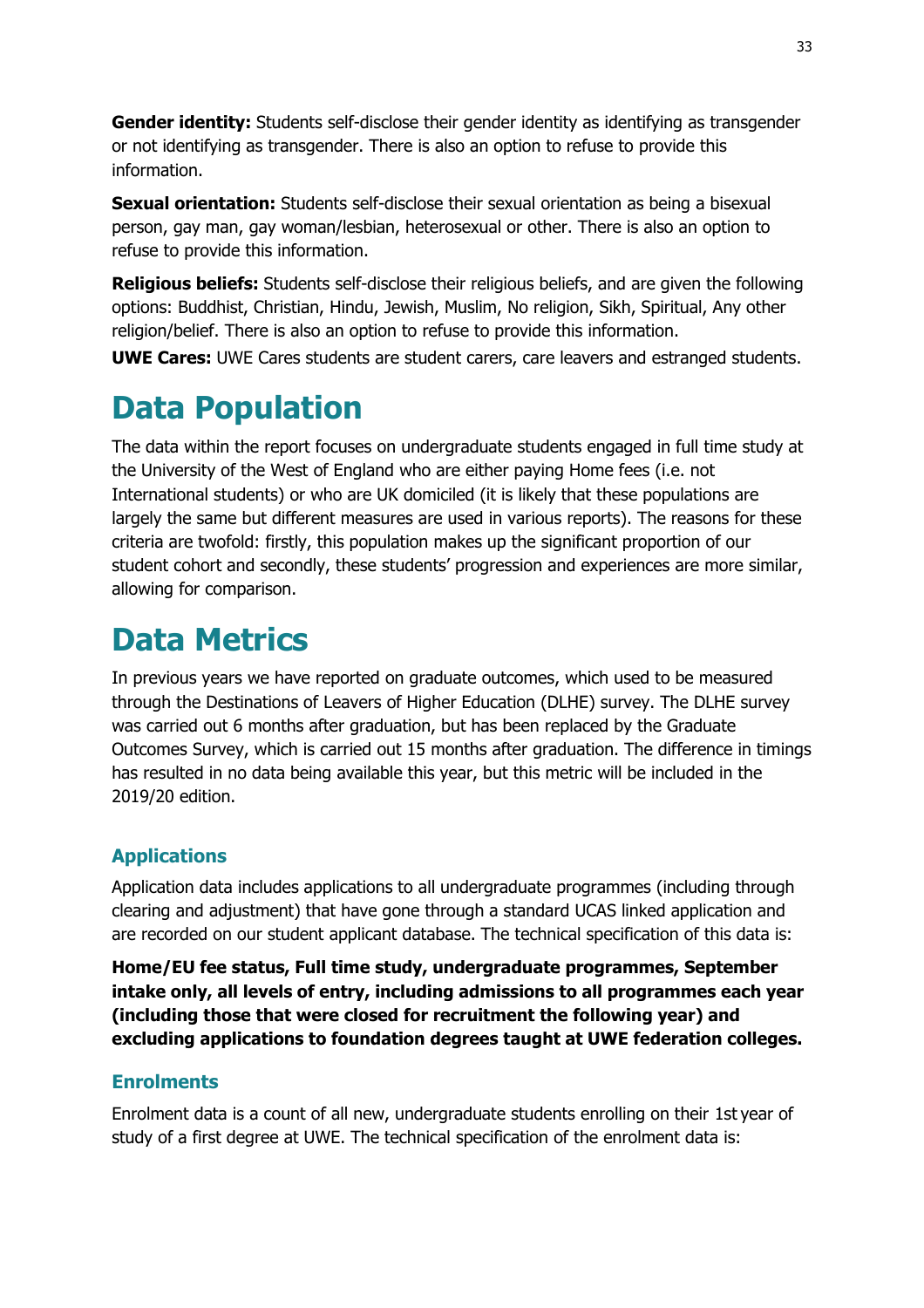**Gender identity:** Students self-disclose their gender identity as identifying as transgender or not identifying as transgender. There is also an option to refuse to provide this information.

**Sexual orientation:** Students self-disclose their sexual orientation as being a bisexual person, gay man, gay woman/lesbian, heterosexual or other. There is also an option to refuse to provide this information.

**Religious beliefs:** Students self-disclose their religious beliefs, and are given the following options: Buddhist, Christian, Hindu, Jewish, Muslim, No religion, Sikh, Spiritual, Any other religion/belief. There is also an option to refuse to provide this information.

**UWE Cares:** UWE Cares students are student carers, care leavers and estranged students.

# Data Population

The data within the report focuses on undergraduate students engaged in full time study at the University of the West of England who are either paying Home fees (i.e. not International students) or who are UK domiciled (it is likely that these populations are largely the same but different measures are used in various reports). The reasons for these criteria are twofold: firstly, this population makes up the significant proportion of our student cohort and secondly, these students' progression and experiences are more similar, allowing for comparison.

# Data Metrics

In previous years we have reported on graduate outcomes, which used to be measured through the Destinations of Leavers of Higher Education (DLHE) survey. The DLHE survey was carried out 6 months after graduation, but has been replaced by the Graduate Outcomes Survey, which is carried out 15 months after graduation. The difference in timings has resulted in no data being available this year, but this metric will be included in the 2019/20 edition.

## Applications

Application data includes applications to all undergraduate programmes (including through clearing and adjustment) that have gone through a standard UCAS linked application and are recorded on our student applicant database. The technical specification of this data is:

**Home/EU fee status, Full time study, undergraduate programmes, September intake only, all levels of entry, including admissions to all programmes each year (including those that were closed for recruitment the following year) and excluding applications to foundation degrees taught at UWE federation colleges.**

## Enrolments

Enrolment data is a count of all new, undergraduate students enrolling on their 1st year of study of a first degree at UWE. The technical specification of the enrolment data is: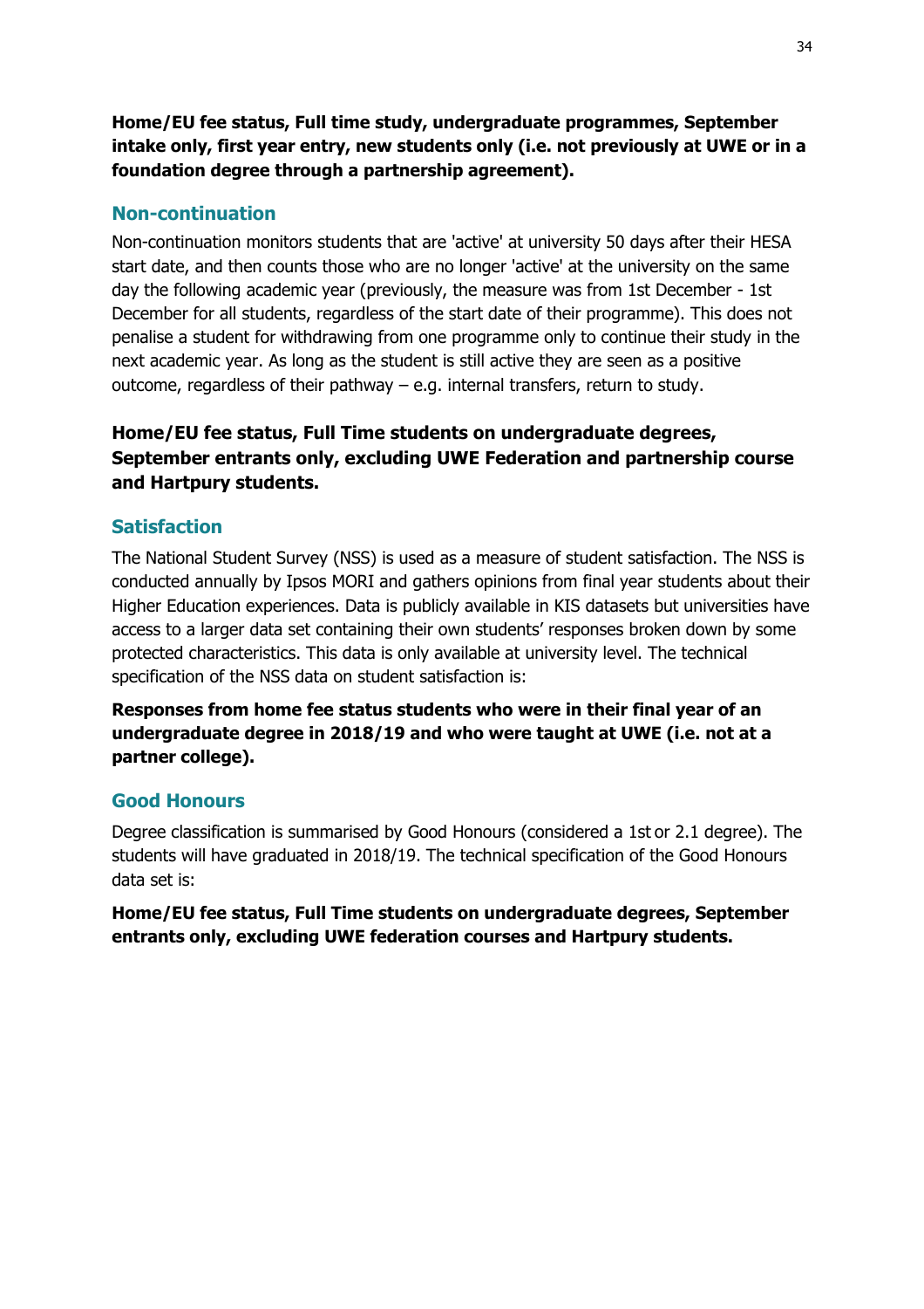**Home/EU fee status, Full time study, undergraduate programmes, September intake only, first year entry, new students only (i.e. not previously at UWE or in a foundation degree through a partnership agreement).**

## Non-continuation

Non-continuation monitors students that are 'active' at university 50 days after their HESA start date, and then counts those who are no longer 'active' at the university on the same day the following academic year (previously, the measure was from 1st December - 1st December for all students, regardless of the start date of their programme). This does not penalise a student for withdrawing from one programme only to continue their study in the next academic year. As long as the student is still active they are seen as a positive outcome, regardless of their pathway – e.g. internal transfers, return to study.

**Home/EU fee status, Full Time students on undergraduate degrees, September entrants only, excluding UWE Federation and partnership course and Hartpury students.**

## Satisfaction

The National Student Survey (NSS) is used as a measure of student satisfaction. The NSS is conducted annually by Ipsos MORI and gathers opinions from final year students about their Higher Education experiences. Data is publicly available in KIS datasets but universities have access to a larger data set containing their own students' responses broken down by some protected characteristics. This data is only available at university level. The technical specification of the NSS data on student satisfaction is:

**Responses from home fee status students who were in their final year of an undergraduate degree in 2018/19 and who were taught at UWE (i.e. not at a partner college).**

## Good Honours

Degree classification is summarised by Good Honours (considered a 1st or 2.1 degree). The students will have graduated in 2018/19. The technical specification of the Good Honours data set is:

**Home/EU fee status, Full Time students on undergraduate degrees, September entrants only, excluding UWE federation courses and Hartpury students.**